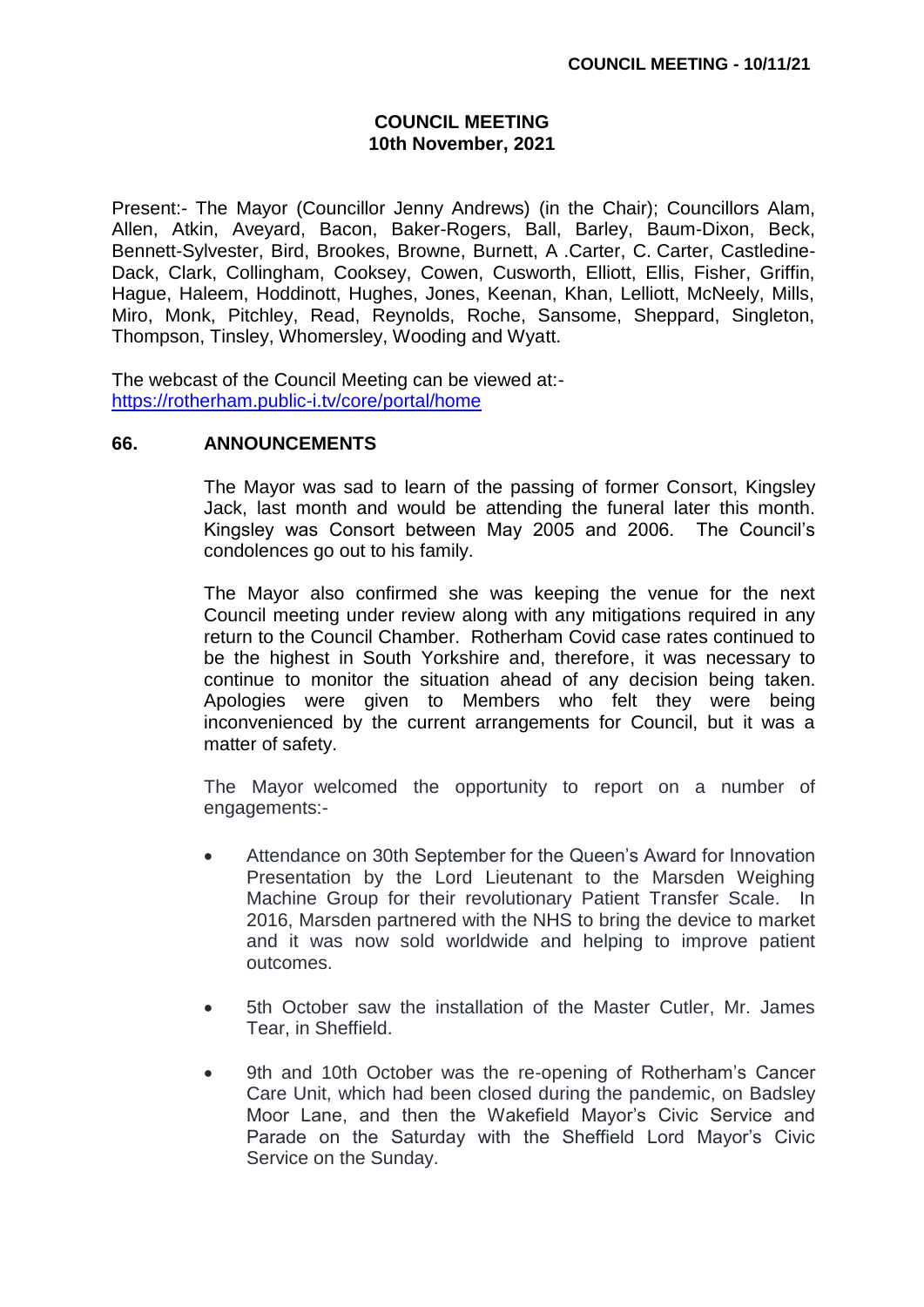# COUNCIL MEETING
## 10th November, 2021

Present:- The Mayor (Councillor Jenny Andrews) (in the Chair); Councillors Alam, Allen, Atkin, Aveyard, Bacon, Baker-Rogers, Ball, Barley, Baum-Dixon, Beck, Bennett-Sylvester, Bird, Brookes, Browne, Burnett, A .Carter, C. Carter, Castledine-Dack, Clark, Collingham, Cooksey, Cowen, Cusworth, Elliott, Ellis, Fisher, Griffin, Hague, Haleem, Hoddinott, Hughes, Jones, Keenan, Khan, Lelliott, McNeely, Mills, Miro, Monk, Pitchley, Read, Reynolds, Roche, Sansome, Sheppard, Singleton, Thompson, Tinsley, Whomersley, Wooding and Wyatt.

The webcast of the Council Meeting can be viewed at:- https://rotherham.public-i.tv/core/portal/home

## 66. ANNOUNCEMENTS

The Mayor was sad to learn of the passing of former Consort, Kingsley Jack, last month and would be attending the funeral later this month. Kingsley was Consort between May 2005 and 2006. The Council's condolences go out to his family.

The Mayor also confirmed she was keeping the venue for the next Council meeting under review along with any mitigations required in any return to the Council Chamber. Rotherham Covid case rates continued to be the highest in South Yorkshire and, therefore, it was necessary to continue to monitor the situation ahead of any decision being taken. Apologies were given to Members who felt they were being inconvenienced by the current arrangements for Council, but it was a matter of safety.

The Mayor welcomed the opportunity to report on a number of engagements:-

- Attendance on 30th September for the Queen's Award for Innovation Presentation by the Lord Lieutenant to the Marsden Weighing Machine Group for their revolutionary Patient Transfer Scale. In 2016, Marsden partnered with the NHS to bring the device to market and it was now sold worldwide and helping to improve patient outcomes.

- 5th October saw the installation of the Master Cutler, Mr. James Tear, in Sheffield.

- 9th and 10th October was the re-opening of Rotherham's Cancer Care Unit, which had been closed during the pandemic, on Badsley Moor Lane, and then the Wakefield Mayor's Civic Service and Parade on the Saturday with the Sheffield Lord Mayor's Civic Service on the Sunday.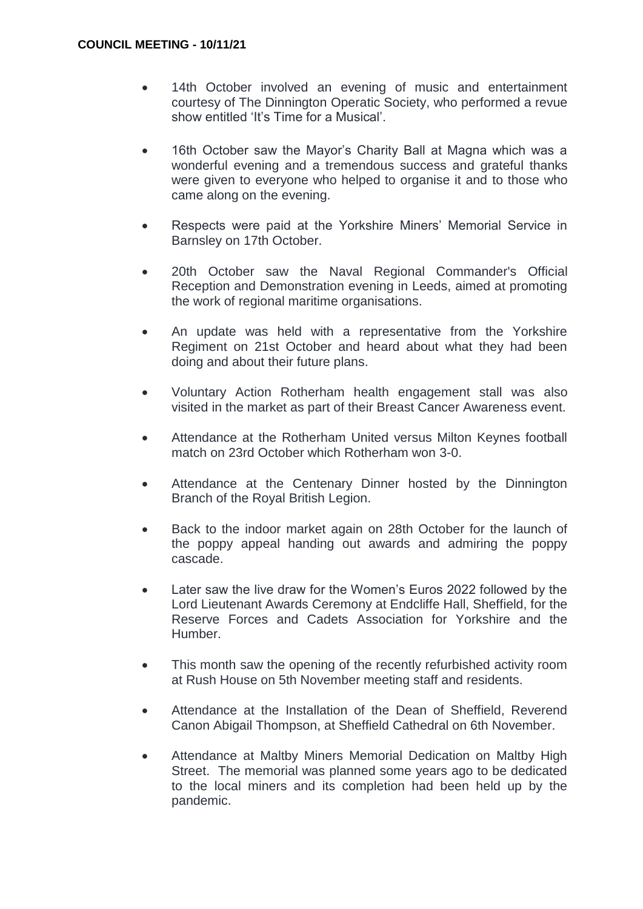- 14th October involved an evening of music and entertainment courtesy of The Dinnington Operatic Society, who performed a revue show entitled 'It's Time for a Musical'.

- 16th October saw the Mayor's Charity Ball at Magna which was a wonderful evening and a tremendous success and grateful thanks were given to everyone who helped to organise it and to those who came along on the evening.

- Respects were paid at the Yorkshire Miners' Memorial Service in Barnsley on 17th October.

- 20th October saw the Naval Regional Commander's Official Reception and Demonstration evening in Leeds, aimed at promoting the work of regional maritime organisations.

- An update was held with a representative from the Yorkshire Regiment on 21st October and heard about what they had been doing and about their future plans.

- Voluntary Action Rotherham health engagement stall was also visited in the market as part of their Breast Cancer Awareness event.

- Attendance at the Rotherham United versus Milton Keynes football match on 23rd October which Rotherham won 3-0.

- Attendance at the Centenary Dinner hosted by the Dinnington Branch of the Royal British Legion.

- Back to the indoor market again on 28th October for the launch of the poppy appeal handing out awards and admiring the poppy cascade.

- Later saw the live draw for the Women's Euros 2022 followed by the Lord Lieutenant Awards Ceremony at Endcliffe Hall, Sheffield, for the Reserve Forces and Cadets Association for Yorkshire and the Humber.

- This month saw the opening of the recently refurbished activity room at Rush House on 5th November meeting staff and residents.

- Attendance at the Installation of the Dean of Sheffield, Reverend Canon Abigail Thompson, at Sheffield Cathedral on 6th November.

- Attendance at Maltby Miners Memorial Dedication on Maltby High Street. The memorial was planned some years ago to be dedicated to the local miners and its completion had been held up by the pandemic.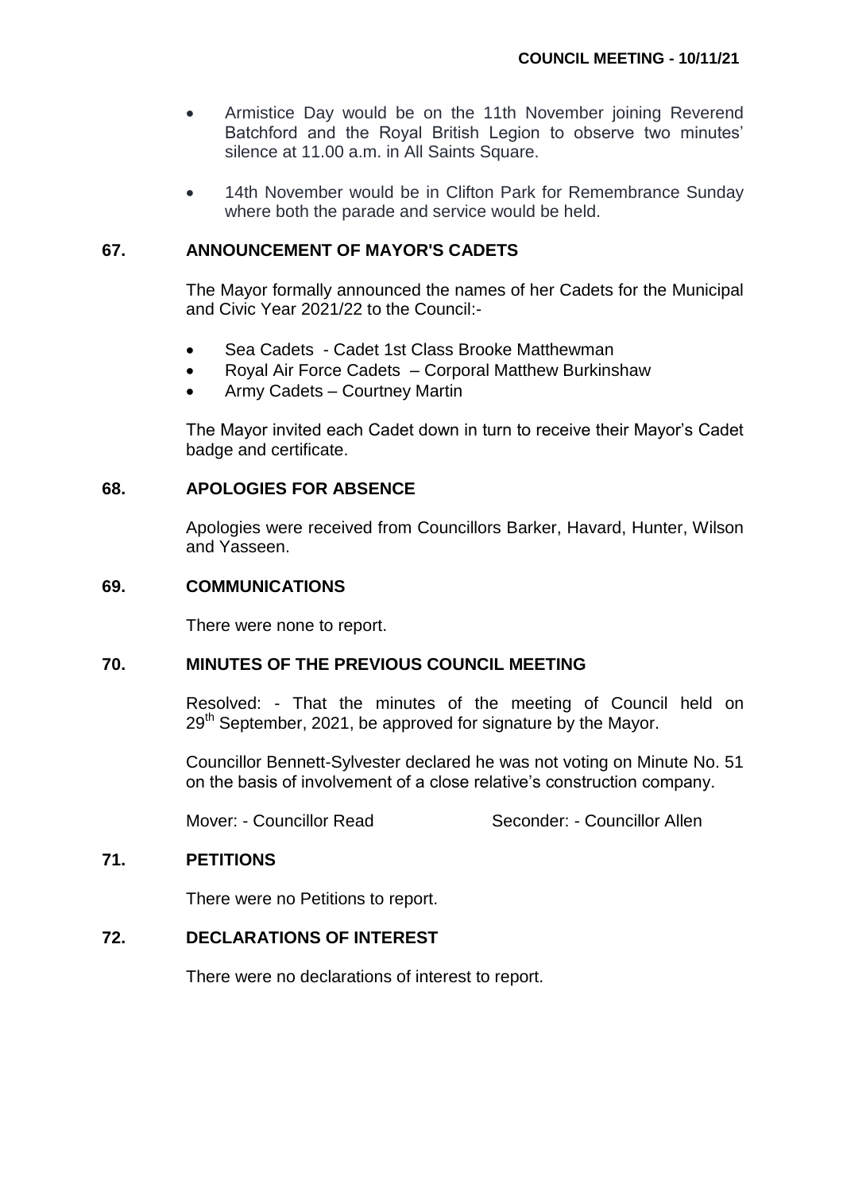- Armistice Day would be on the 11th November joining Reverend Batchford and the Royal British Legion to observe two minutes' silence at 11.00 a.m. in All Saints Square.

- 14th November would be in Clifton Park for Remembrance Sunday where both the parade and service would be held.

## 67. ANNOUNCEMENT OF MAYOR'S CADETS

The Mayor formally announced the names of her Cadets for the Municipal and Civic Year 2021/22 to the Council:-

- Sea Cadets - Cadet 1st Class Brooke Matthewman
- Royal Air Force Cadets – Corporal Matthew Burkinshaw
- Army Cadets – Courtney Martin

The Mayor invited each Cadet down in turn to receive their Mayor's Cadet badge and certificate.

## 68. APOLOGIES FOR ABSENCE

Apologies were received from Councillors Barker, Havard, Hunter, Wilson and Yasseen.

## 69. COMMUNICATIONS

There were none to report.

## 70. MINUTES OF THE PREVIOUS COUNCIL MEETING

Resolved: - That the minutes of the meeting of Council held on 29th September, 2021, be approved for signature by the Mayor.

Councillor Bennett-Sylvester declared he was not voting on Minute No. 51 on the basis of involvement of a close relative's construction company.

Mover: - Councillor Read Seconder: - Councillor Allen

## 71. PETITIONS

There were no Petitions to report.

## 72. DECLARATIONS OF INTEREST

There were no declarations of interest to report.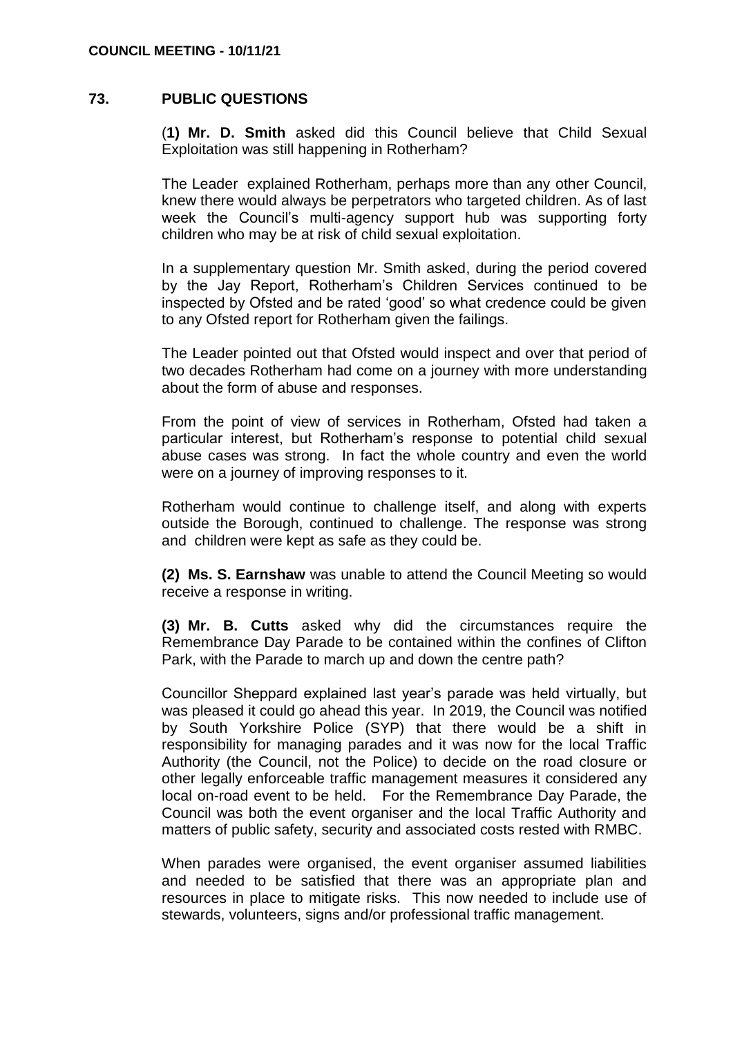## 73. PUBLIC QUESTIONS

(**1) Mr. D. Smith** asked did this Council believe that Child Sexual Exploitation was still happening in Rotherham?

The Leader explained Rotherham, perhaps more than any other Council, knew there would always be perpetrators who targeted children. As of last week the Council's multi-agency support hub was supporting forty children who may be at risk of child sexual exploitation.

In a supplementary question Mr. Smith asked, during the period covered by the Jay Report, Rotherham's Children Services continued to be inspected by Ofsted and be rated 'good' so what credence could be given to any Ofsted report for Rotherham given the failings.

The Leader pointed out that Ofsted would inspect and over that period of two decades Rotherham had come on a journey with more understanding about the form of abuse and responses.

From the point of view of services in Rotherham, Ofsted had taken a particular interest, but Rotherham's response to potential child sexual abuse cases was strong. In fact the whole country and even the world were on a journey of improving responses to it.

Rotherham would continue to challenge itself, and along with experts outside the Borough, continued to challenge. The response was strong and children were kept as safe as they could be.

**(2) Ms. S. Earnshaw** was unable to attend the Council Meeting so would receive a response in writing.

**(3) Mr. B. Cutts** asked why did the circumstances require the Remembrance Day Parade to be contained within the confines of Clifton Park, with the Parade to march up and down the centre path?

Councillor Sheppard explained last year's parade was held virtually, but was pleased it could go ahead this year. In 2019, the Council was notified by South Yorkshire Police (SYP) that there would be a shift in responsibility for managing parades and it was now for the local Traffic Authority (the Council, not the Police) to decide on the road closure or other legally enforceable traffic management measures it considered any local on-road event to be held. For the Remembrance Day Parade, the Council was both the event organiser and the local Traffic Authority and matters of public safety, security and associated costs rested with RMBC.

When parades were organised, the event organiser assumed liabilities and needed to be satisfied that there was an appropriate plan and resources in place to mitigate risks. This now needed to include use of stewards, volunteers, signs and/or professional traffic management.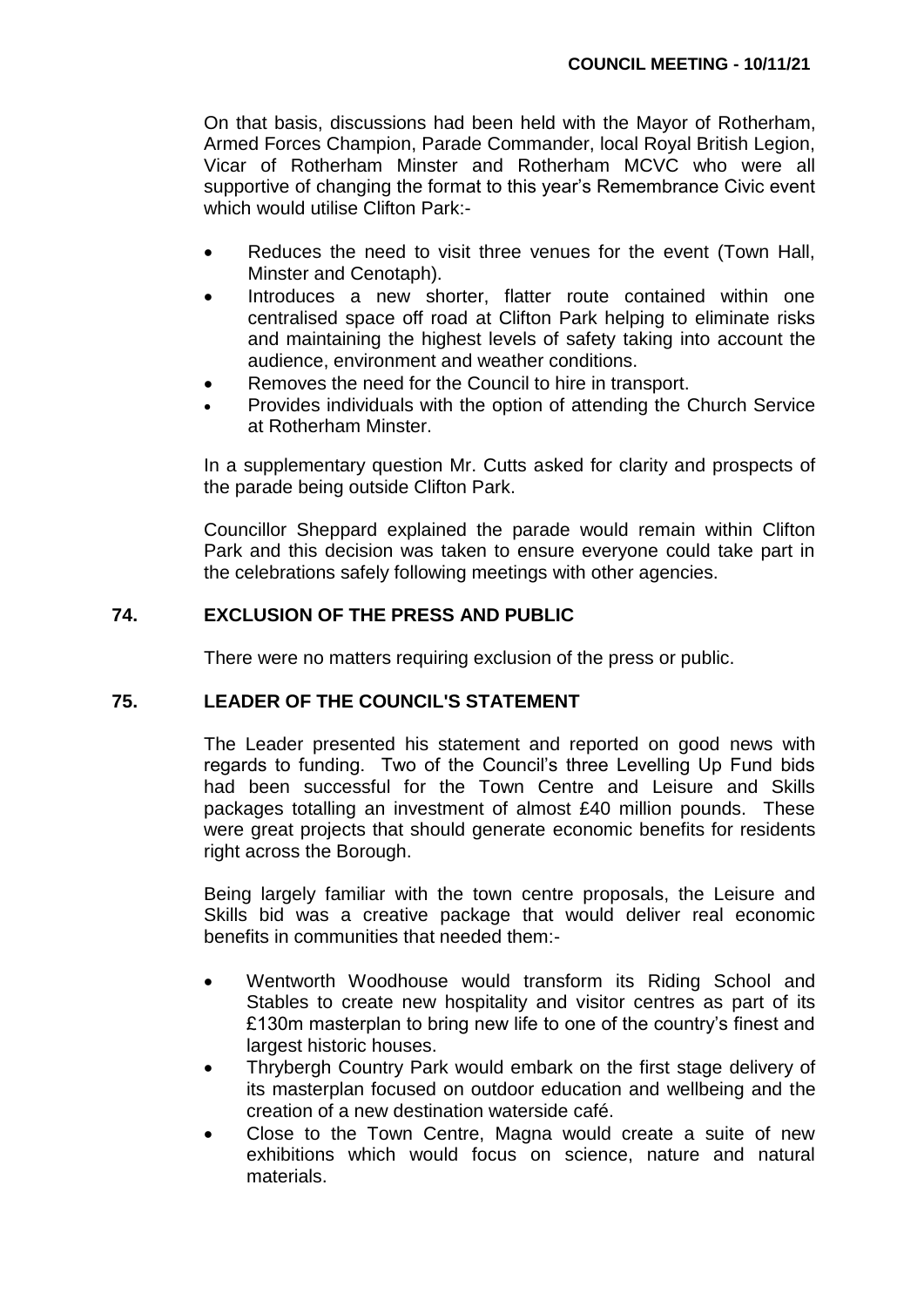On that basis, discussions had been held with the Mayor of Rotherham, Armed Forces Champion, Parade Commander, local Royal British Legion, Vicar of Rotherham Minster and Rotherham MCVC who were all supportive of changing the format to this year's Remembrance Civic event which would utilise Clifton Park:-

- Reduces the need to visit three venues for the event (Town Hall, Minster and Cenotaph).
- Introduces a new shorter, flatter route contained within one centralised space off road at Clifton Park helping to eliminate risks and maintaining the highest levels of safety taking into account the audience, environment and weather conditions.
- Removes the need for the Council to hire in transport.
- Provides individuals with the option of attending the Church Service at Rotherham Minster.

In a supplementary question Mr. Cutts asked for clarity and prospects of the parade being outside Clifton Park.

Councillor Sheppard explained the parade would remain within Clifton Park and this decision was taken to ensure everyone could take part in the celebrations safely following meetings with other agencies.

## 74. EXCLUSION OF THE PRESS AND PUBLIC

There were no matters requiring exclusion of the press or public.

## 75. LEADER OF THE COUNCIL'S STATEMENT

The Leader presented his statement and reported on good news with regards to funding. Two of the Council's three Levelling Up Fund bids had been successful for the Town Centre and Leisure and Skills packages totalling an investment of almost £40 million pounds. These were great projects that should generate economic benefits for residents right across the Borough.

Being largely familiar with the town centre proposals, the Leisure and Skills bid was a creative package that would deliver real economic benefits in communities that needed them:-

- Wentworth Woodhouse would transform its Riding School and Stables to create new hospitality and visitor centres as part of its £130m masterplan to bring new life to one of the country's finest and largest historic houses.
- Thrybergh Country Park would embark on the first stage delivery of its masterplan focused on outdoor education and wellbeing and the creation of a new destination waterside café.
- Close to the Town Centre, Magna would create a suite of new exhibitions which would focus on science, nature and natural materials.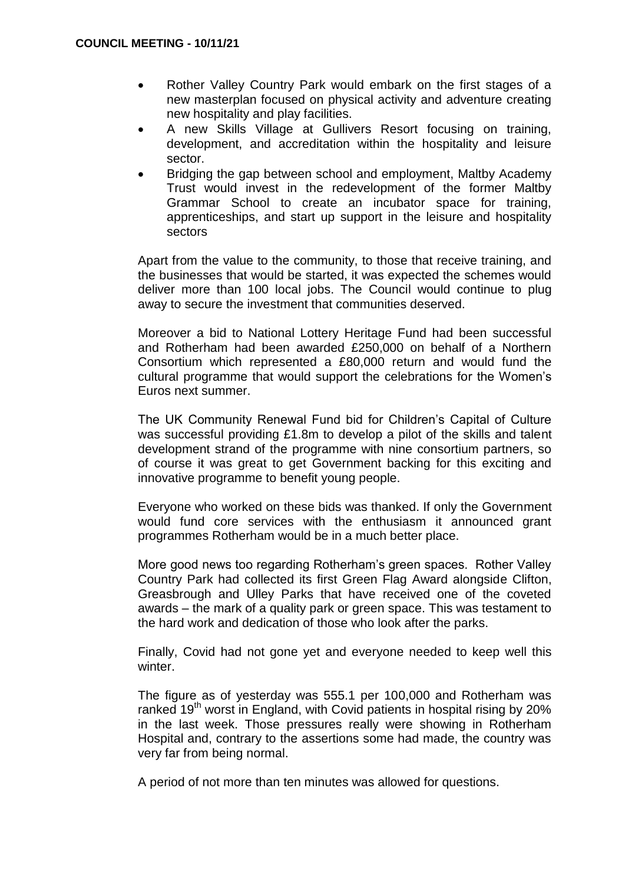- Rother Valley Country Park would embark on the first stages of a new masterplan focused on physical activity and adventure creating new hospitality and play facilities.
- A new Skills Village at Gullivers Resort focusing on training, development, and accreditation within the hospitality and leisure sector.
- Bridging the gap between school and employment, Maltby Academy Trust would invest in the redevelopment of the former Maltby Grammar School to create an incubator space for training, apprenticeships, and start up support in the leisure and hospitality sectors

Apart from the value to the community, to those that receive training, and the businesses that would be started, it was expected the schemes would deliver more than 100 local jobs. The Council would continue to plug away to secure the investment that communities deserved.

Moreover a bid to National Lottery Heritage Fund had been successful and Rotherham had been awarded £250,000 on behalf of a Northern Consortium which represented a £80,000 return and would fund the cultural programme that would support the celebrations for the Women's Euros next summer.

The UK Community Renewal Fund bid for Children's Capital of Culture was successful providing £1.8m to develop a pilot of the skills and talent development strand of the programme with nine consortium partners, so of course it was great to get Government backing for this exciting and innovative programme to benefit young people.

Everyone who worked on these bids was thanked. If only the Government would fund core services with the enthusiasm it announced grant programmes Rotherham would be in a much better place.

More good news too regarding Rotherham's green spaces. Rother Valley Country Park had collected its first Green Flag Award alongside Clifton, Greasbrough and Ulley Parks that have received one of the coveted awards – the mark of a quality park or green space. This was testament to the hard work and dedication of those who look after the parks.

Finally, Covid had not gone yet and everyone needed to keep well this winter.

The figure as of yesterday was 555.1 per 100,000 and Rotherham was ranked 19th worst in England, with Covid patients in hospital rising by 20% in the last week. Those pressures really were showing in Rotherham Hospital and, contrary to the assertions some had made, the country was very far from being normal.

A period of not more than ten minutes was allowed for questions.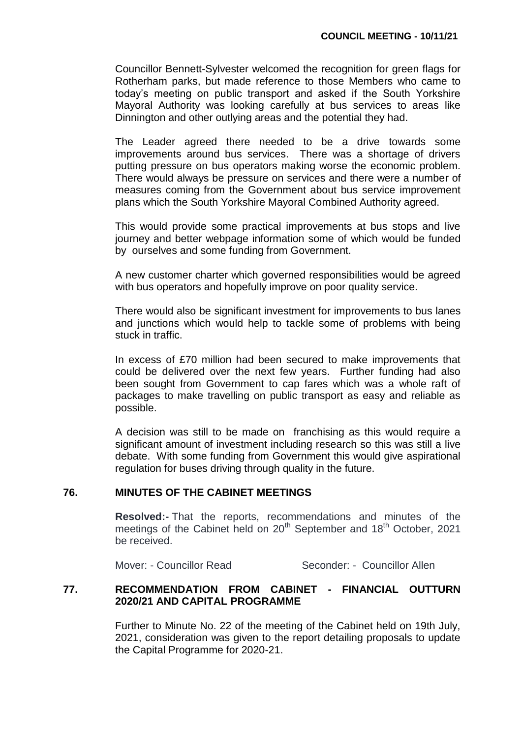Councillor Bennett-Sylvester welcomed the recognition for green flags for Rotherham parks, but made reference to those Members who came to today's meeting on public transport and asked if the South Yorkshire Mayoral Authority was looking carefully at bus services to areas like Dinnington and other outlying areas and the potential they had.

The Leader agreed there needed to be a drive towards some improvements around bus services. There was a shortage of drivers putting pressure on bus operators making worse the economic problem. There would always be pressure on services and there were a number of measures coming from the Government about bus service improvement plans which the South Yorkshire Mayoral Combined Authority agreed.

This would provide some practical improvements at bus stops and live journey and better webpage information some of which would be funded by ourselves and some funding from Government.

A new customer charter which governed responsibilities would be agreed with bus operators and hopefully improve on poor quality service.

There would also be significant investment for improvements to bus lanes and junctions which would help to tackle some of problems with being stuck in traffic.

In excess of £70 million had been secured to make improvements that could be delivered over the next few years. Further funding had also been sought from Government to cap fares which was a whole raft of packages to make travelling on public transport as easy and reliable as possible.

A decision was still to be made on franchising as this would require a significant amount of investment including research so this was still a live debate. With some funding from Government this would give aspirational regulation for buses driving through quality in the future.

## 76. MINUTES OF THE CABINET MEETINGS

**Resolved:-** That the reports, recommendations and minutes of the meetings of the Cabinet held on 20th September and 18th October, 2021 be received.

Mover: - Councillor Read Seconder: - Councillor Allen

## 77. RECOMMENDATION FROM CABINET - FINANCIAL OUTTURN 2020/21 AND CAPITAL PROGRAMME

Further to Minute No. 22 of the meeting of the Cabinet held on 19th July, 2021, consideration was given to the report detailing proposals to update the Capital Programme for 2020-21.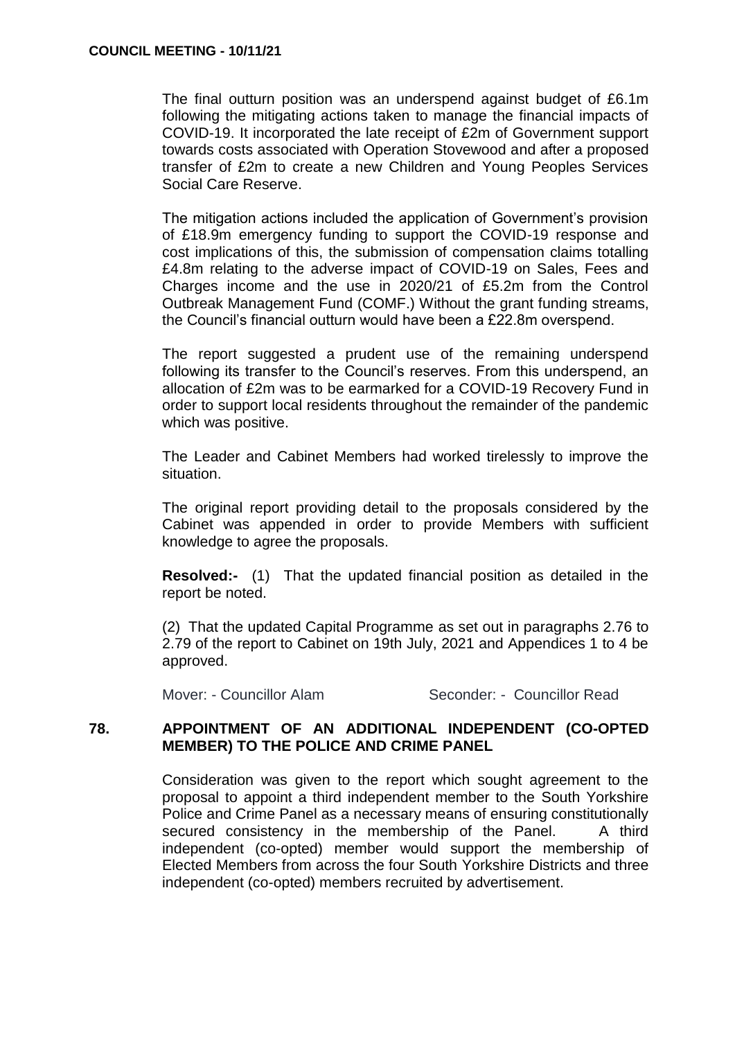The final outturn position was an underspend against budget of £6.1m following the mitigating actions taken to manage the financial impacts of COVID-19. It incorporated the late receipt of £2m of Government support towards costs associated with Operation Stovewood and after a proposed transfer of £2m to create a new Children and Young Peoples Services Social Care Reserve.

The mitigation actions included the application of Government's provision of £18.9m emergency funding to support the COVID-19 response and cost implications of this, the submission of compensation claims totalling £4.8m relating to the adverse impact of COVID-19 on Sales, Fees and Charges income and the use in 2020/21 of £5.2m from the Control Outbreak Management Fund (COMF.) Without the grant funding streams, the Council's financial outturn would have been a £22.8m overspend.

The report suggested a prudent use of the remaining underspend following its transfer to the Council's reserves. From this underspend, an allocation of £2m was to be earmarked for a COVID-19 Recovery Fund in order to support local residents throughout the remainder of the pandemic which was positive.

The Leader and Cabinet Members had worked tirelessly to improve the situation.

The original report providing detail to the proposals considered by the Cabinet was appended in order to provide Members with sufficient knowledge to agree the proposals.

**Resolved:-** (1) That the updated financial position as detailed in the report be noted.

(2) That the updated Capital Programme as set out in paragraphs 2.76 to 2.79 of the report to Cabinet on 19th July, 2021 and Appendices 1 to 4 be approved.

Mover: - Councillor Alam Seconder: - Councillor Read

## 78. APPOINTMENT OF AN ADDITIONAL INDEPENDENT (CO-OPTED MEMBER) TO THE POLICE AND CRIME PANEL

Consideration was given to the report which sought agreement to the proposal to appoint a third independent member to the South Yorkshire Police and Crime Panel as a necessary means of ensuring constitutionally secured consistency in the membership of the Panel. A third independent (co-opted) member would support the membership of Elected Members from across the four South Yorkshire Districts and three independent (co-opted) members recruited by advertisement.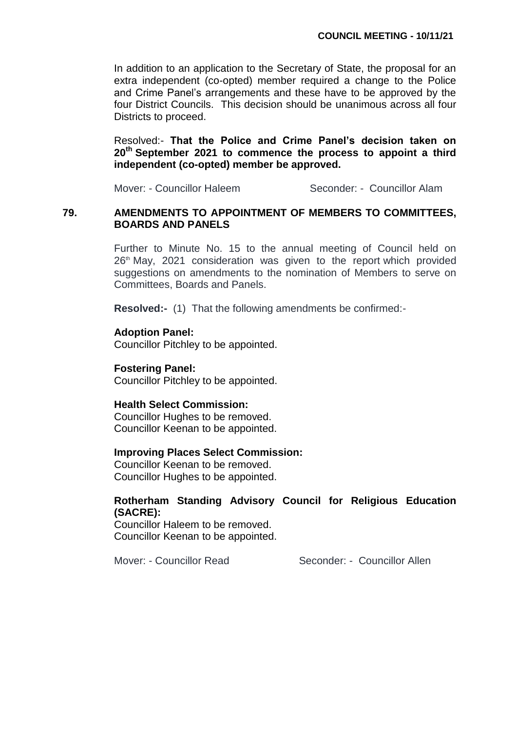In addition to an application to the Secretary of State, the proposal for an extra independent (co-opted) member required a change to the Police and Crime Panel's arrangements and these have to be approved by the four District Councils. This decision should be unanimous across all four Districts to proceed.

Resolved:- **That the Police and Crime Panel's decision taken on 20th September 2021 to commence the process to appoint a third independent (co-opted) member be approved.**

Mover: - Councillor Haleem Seconder: - Councillor Alam

## 79. AMENDMENTS TO APPOINTMENT OF MEMBERS TO COMMITTEES, BOARDS AND PANELS

Further to Minute No. 15 to the annual meeting of Council held on 26th May, 2021 consideration was given to the report which provided suggestions on amendments to the nomination of Members to serve on Committees, Boards and Panels.

**Resolved:-** (1) That the following amendments be confirmed:-

**Adoption Panel:**
Councillor Pitchley to be appointed.

**Fostering Panel:**
Councillor Pitchley to be appointed.

**Health Select Commission:**
Councillor Hughes to be removed.
Councillor Keenan to be appointed.

**Improving Places Select Commission:**
Councillor Keenan to be removed.
Councillor Hughes to be appointed.

**Rotherham Standing Advisory Council for Religious Education (SACRE):**
Councillor Haleem to be removed.
Councillor Keenan to be appointed.

Mover: - Councillor Read Seconder: - Councillor Allen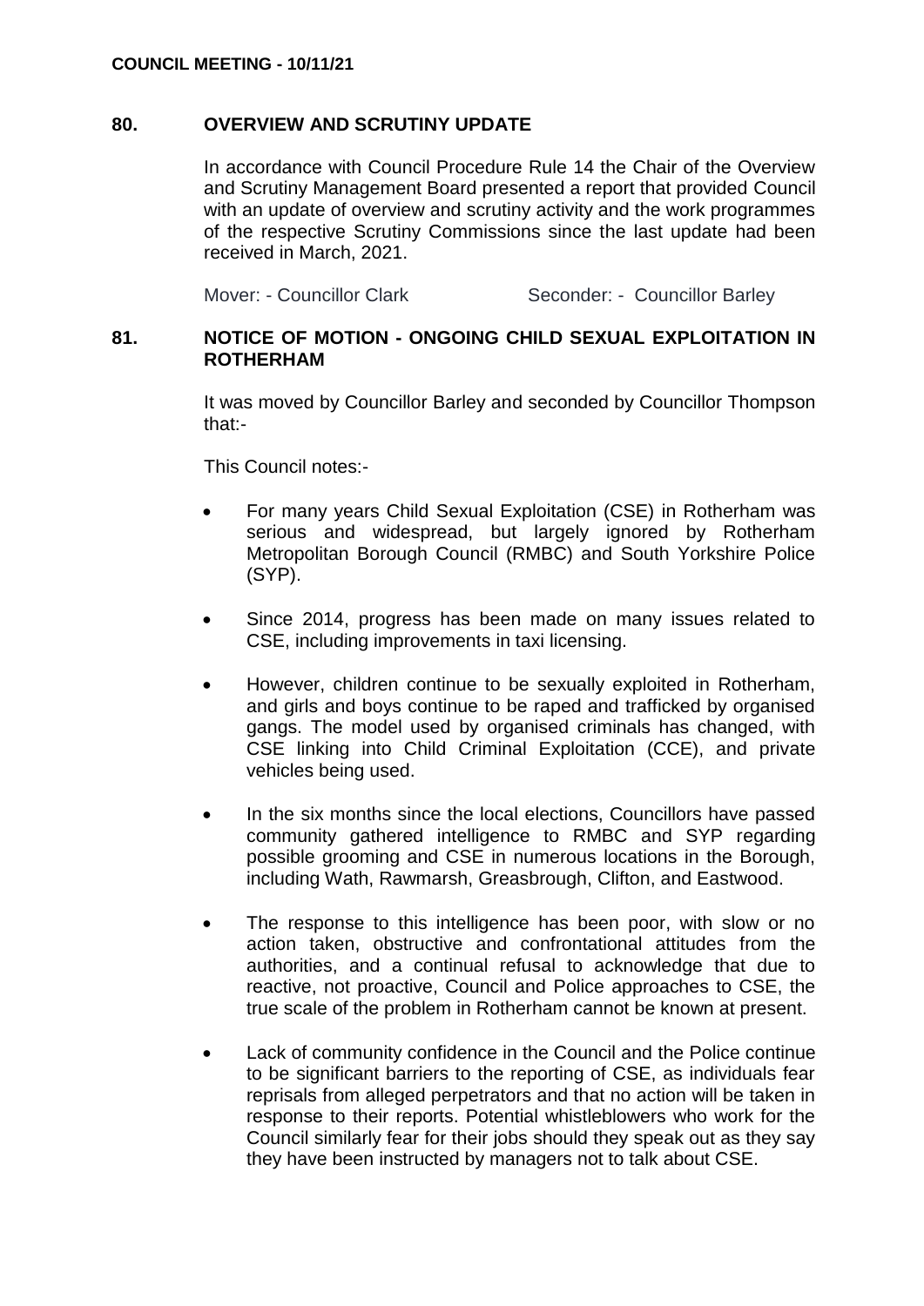## 80. OVERVIEW AND SCRUTINY UPDATE

In accordance with Council Procedure Rule 14 the Chair of the Overview and Scrutiny Management Board presented a report that provided Council with an update of overview and scrutiny activity and the work programmes of the respective Scrutiny Commissions since the last update had been received in March, 2021.

Mover: - Councillor Clark Seconder: - Councillor Barley

## 81. NOTICE OF MOTION - ONGOING CHILD SEXUAL EXPLOITATION IN ROTHERHAM

It was moved by Councillor Barley and seconded by Councillor Thompson that:-

This Council notes:-

- For many years Child Sexual Exploitation (CSE) in Rotherham was serious and widespread, but largely ignored by Rotherham Metropolitan Borough Council (RMBC) and South Yorkshire Police (SYP).
- Since 2014, progress has been made on many issues related to CSE, including improvements in taxi licensing.
- However, children continue to be sexually exploited in Rotherham, and girls and boys continue to be raped and trafficked by organised gangs. The model used by organised criminals has changed, with CSE linking into Child Criminal Exploitation (CCE), and private vehicles being used.
- In the six months since the local elections, Councillors have passed community gathered intelligence to RMBC and SYP regarding possible grooming and CSE in numerous locations in the Borough, including Wath, Rawmarsh, Greasbrough, Clifton, and Eastwood.
- The response to this intelligence has been poor, with slow or no action taken, obstructive and confrontational attitudes from the authorities, and a continual refusal to acknowledge that due to reactive, not proactive, Council and Police approaches to CSE, the true scale of the problem in Rotherham cannot be known at present.
- Lack of community confidence in the Council and the Police continue to be significant barriers to the reporting of CSE, as individuals fear reprisals from alleged perpetrators and that no action will be taken in response to their reports. Potential whistleblowers who work for the Council similarly fear for their jobs should they speak out as they say they have been instructed by managers not to talk about CSE.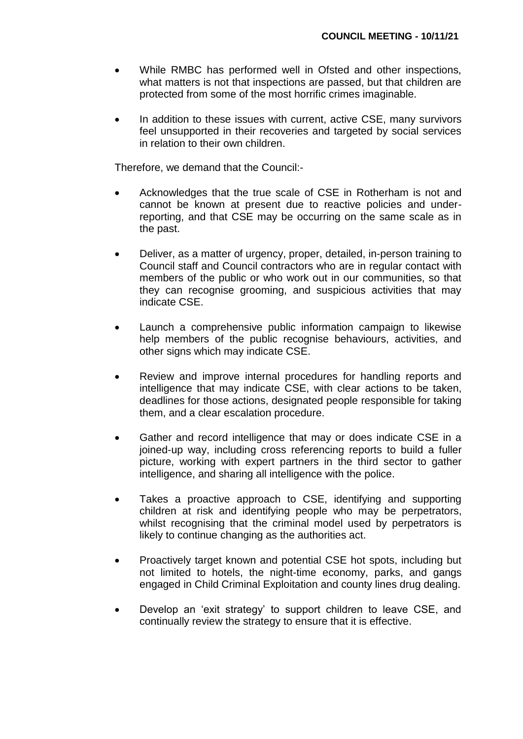- While RMBC has performed well in Ofsted and other inspections, what matters is not that inspections are passed, but that children are protected from some of the most horrific crimes imaginable.

- In addition to these issues with current, active CSE, many survivors feel unsupported in their recoveries and targeted by social services in relation to their own children.

Therefore, we demand that the Council:-

- Acknowledges that the true scale of CSE in Rotherham is not and cannot be known at present due to reactive policies and under-reporting, and that CSE may be occurring on the same scale as in the past.

- Deliver, as a matter of urgency, proper, detailed, in-person training to Council staff and Council contractors who are in regular contact with members of the public or who work out in our communities, so that they can recognise grooming, and suspicious activities that may indicate CSE.

- Launch a comprehensive public information campaign to likewise help members of the public recognise behaviours, activities, and other signs which may indicate CSE.

- Review and improve internal procedures for handling reports and intelligence that may indicate CSE, with clear actions to be taken, deadlines for those actions, designated people responsible for taking them, and a clear escalation procedure.

- Gather and record intelligence that may or does indicate CSE in a joined-up way, including cross referencing reports to build a fuller picture, working with expert partners in the third sector to gather intelligence, and sharing all intelligence with the police.

- Takes a proactive approach to CSE, identifying and supporting children at risk and identifying people who may be perpetrators, whilst recognising that the criminal model used by perpetrators is likely to continue changing as the authorities act.

- Proactively target known and potential CSE hot spots, including but not limited to hotels, the night-time economy, parks, and gangs engaged in Child Criminal Exploitation and county lines drug dealing.

- Develop an 'exit strategy' to support children to leave CSE, and continually review the strategy to ensure that it is effective.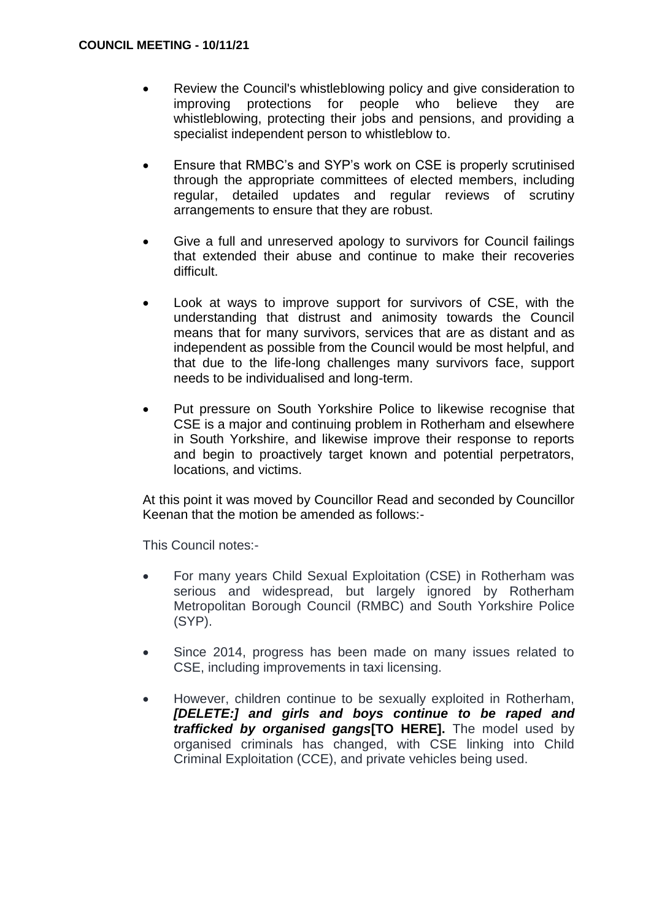- Review the Council's whistleblowing policy and give consideration to improving protections for people who believe they are whistleblowing, protecting their jobs and pensions, and providing a specialist independent person to whistleblow to.

- Ensure that RMBC's and SYP's work on CSE is properly scrutinised through the appropriate committees of elected members, including regular, detailed updates and regular reviews of scrutiny arrangements to ensure that they are robust.

- Give a full and unreserved apology to survivors for Council failings that extended their abuse and continue to make their recoveries difficult.

- Look at ways to improve support for survivors of CSE, with the understanding that distrust and animosity towards the Council means that for many survivors, services that are as distant and as independent as possible from the Council would be most helpful, and that due to the life-long challenges many survivors face, support needs to be individualised and long-term.

- Put pressure on South Yorkshire Police to likewise recognise that CSE is a major and continuing problem in Rotherham and elsewhere in South Yorkshire, and likewise improve their response to reports and begin to proactively target known and potential perpetrators, locations, and victims.

At this point it was moved by Councillor Read and seconded by Councillor Keenan that the motion be amended as follows:-

This Council notes:-

- For many years Child Sexual Exploitation (CSE) in Rotherham was serious and widespread, but largely ignored by Rotherham Metropolitan Borough Council (RMBC) and South Yorkshire Police (SYP).

- Since 2014, progress has been made on many issues related to CSE, including improvements in taxi licensing.

- However, children continue to be sexually exploited in Rotherham, ***[DELETE:] and girls and boys continue to be raped and trafficked by organised gangs*****[TO HERE].** The model used by organised criminals has changed, with CSE linking into Child Criminal Exploitation (CCE), and private vehicles being used.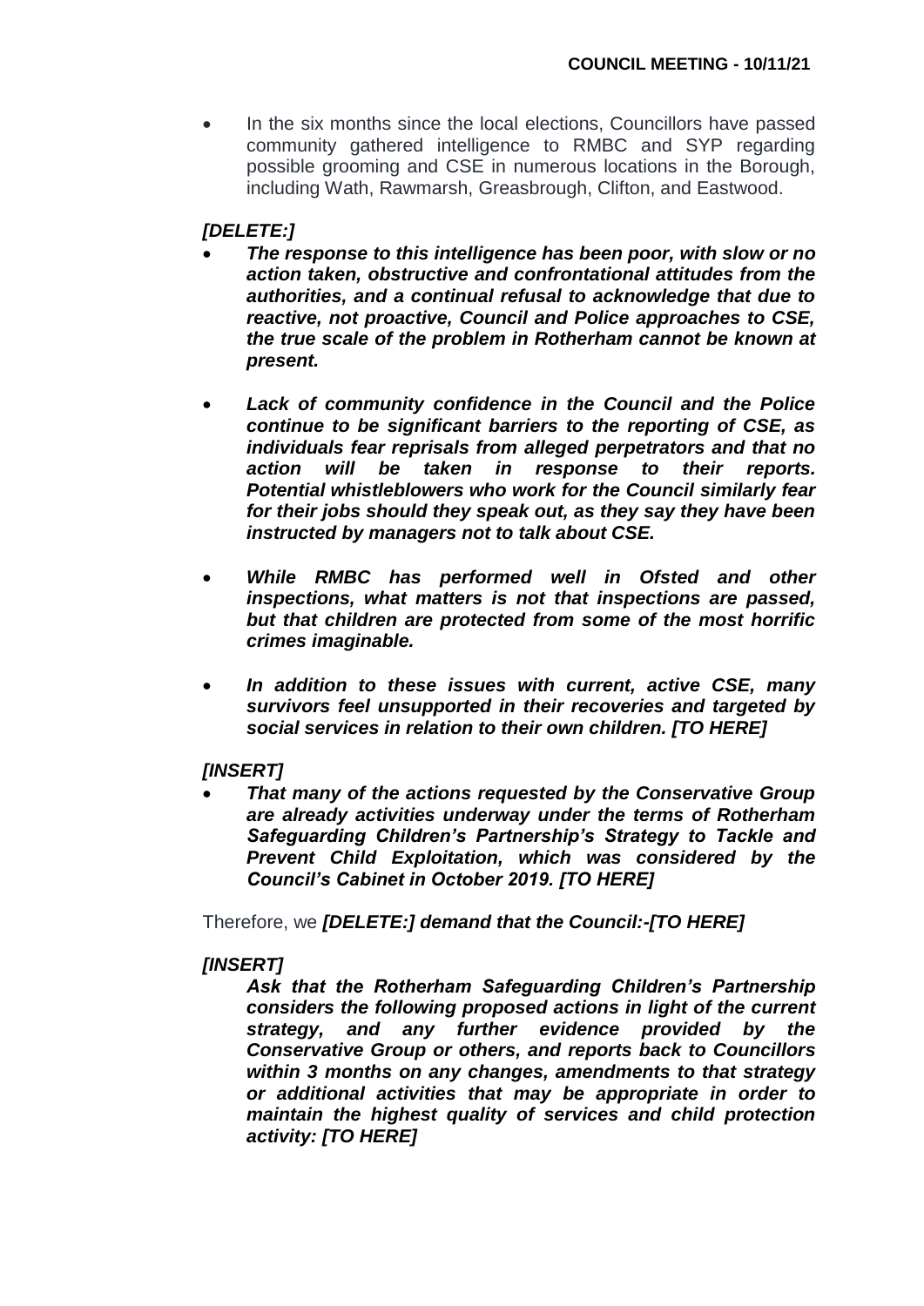- In the six months since the local elections, Councillors have passed community gathered intelligence to RMBC and SYP regarding possible grooming and CSE in numerous locations in the Borough, including Wath, Rawmarsh, Greasbrough, Clifton, and Eastwood.

***[DELETE:]***

- ***The response to this intelligence has been poor, with slow or no action taken, obstructive and confrontational attitudes from the authorities, and a continual refusal to acknowledge that due to reactive, not proactive, Council and Police approaches to CSE, the true scale of the problem in Rotherham cannot be known at present.***

- ***Lack of community confidence in the Council and the Police continue to be significant barriers to the reporting of CSE, as individuals fear reprisals from alleged perpetrators and that no action will be taken in response to their reports. Potential whistleblowers who work for the Council similarly fear for their jobs should they speak out, as they say they have been instructed by managers not to talk about CSE.***

- ***While RMBC has performed well in Ofsted and other inspections, what matters is not that inspections are passed, but that children are protected from some of the most horrific crimes imaginable.***

- ***In addition to these issues with current, active CSE, many survivors feel unsupported in their recoveries and targeted by social services in relation to their own children. [TO HERE]***

***[INSERT]***

- ***That many of the actions requested by the Conservative Group are already activities underway under the terms of Rotherham Safeguarding Children's Partnership's Strategy to Tackle and Prevent Child Exploitation, which was considered by the Council's Cabinet in October 2019. [TO HERE]***

Therefore, we ***[DELETE:] demand that the Council:-[TO HERE]***

***[INSERT]***

***Ask that the Rotherham Safeguarding Children's Partnership considers the following proposed actions in light of the current strategy, and any further evidence provided by the Conservative Group or others, and reports back to Councillors within 3 months on any changes, amendments to that strategy or additional activities that may be appropriate in order to maintain the highest quality of services and child protection activity: [TO HERE]***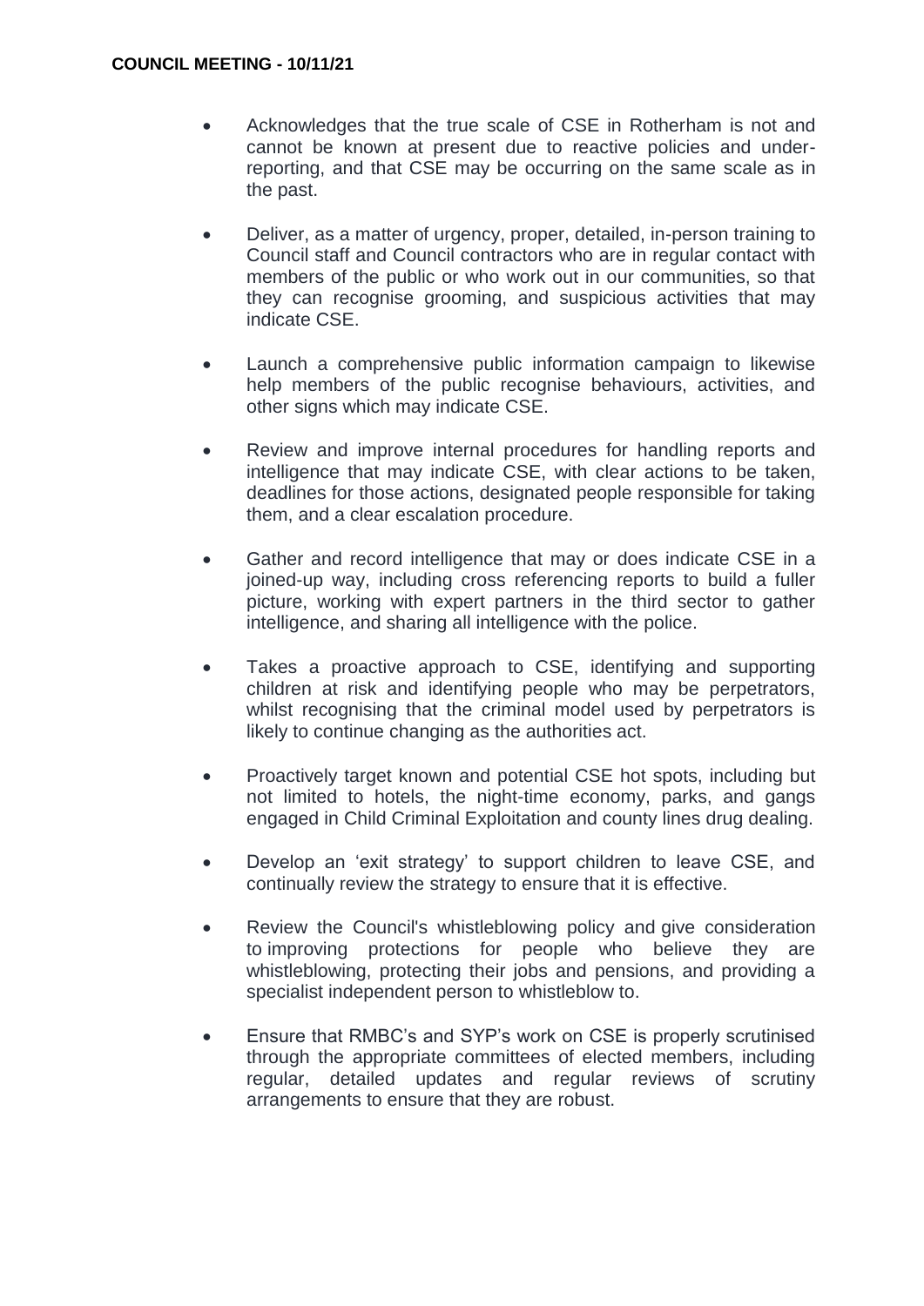- Acknowledges that the true scale of CSE in Rotherham is not and cannot be known at present due to reactive policies and under-reporting, and that CSE may be occurring on the same scale as in the past.

- Deliver, as a matter of urgency, proper, detailed, in-person training to Council staff and Council contractors who are in regular contact with members of the public or who work out in our communities, so that they can recognise grooming, and suspicious activities that may indicate CSE.

- Launch a comprehensive public information campaign to likewise help members of the public recognise behaviours, activities, and other signs which may indicate CSE.

- Review and improve internal procedures for handling reports and intelligence that may indicate CSE, with clear actions to be taken, deadlines for those actions, designated people responsible for taking them, and a clear escalation procedure.

- Gather and record intelligence that may or does indicate CSE in a joined-up way, including cross referencing reports to build a fuller picture, working with expert partners in the third sector to gather intelligence, and sharing all intelligence with the police.

- Takes a proactive approach to CSE, identifying and supporting children at risk and identifying people who may be perpetrators, whilst recognising that the criminal model used by perpetrators is likely to continue changing as the authorities act.

- Proactively target known and potential CSE hot spots, including but not limited to hotels, the night-time economy, parks, and gangs engaged in Child Criminal Exploitation and county lines drug dealing.

- Develop an 'exit strategy' to support children to leave CSE, and continually review the strategy to ensure that it is effective.

- Review the Council's whistleblowing policy and give consideration to improving protections for people who believe they are whistleblowing, protecting their jobs and pensions, and providing a specialist independent person to whistleblow to.

- Ensure that RMBC's and SYP's work on CSE is properly scrutinised through the appropriate committees of elected members, including regular, detailed updates and regular reviews of scrutiny arrangements to ensure that they are robust.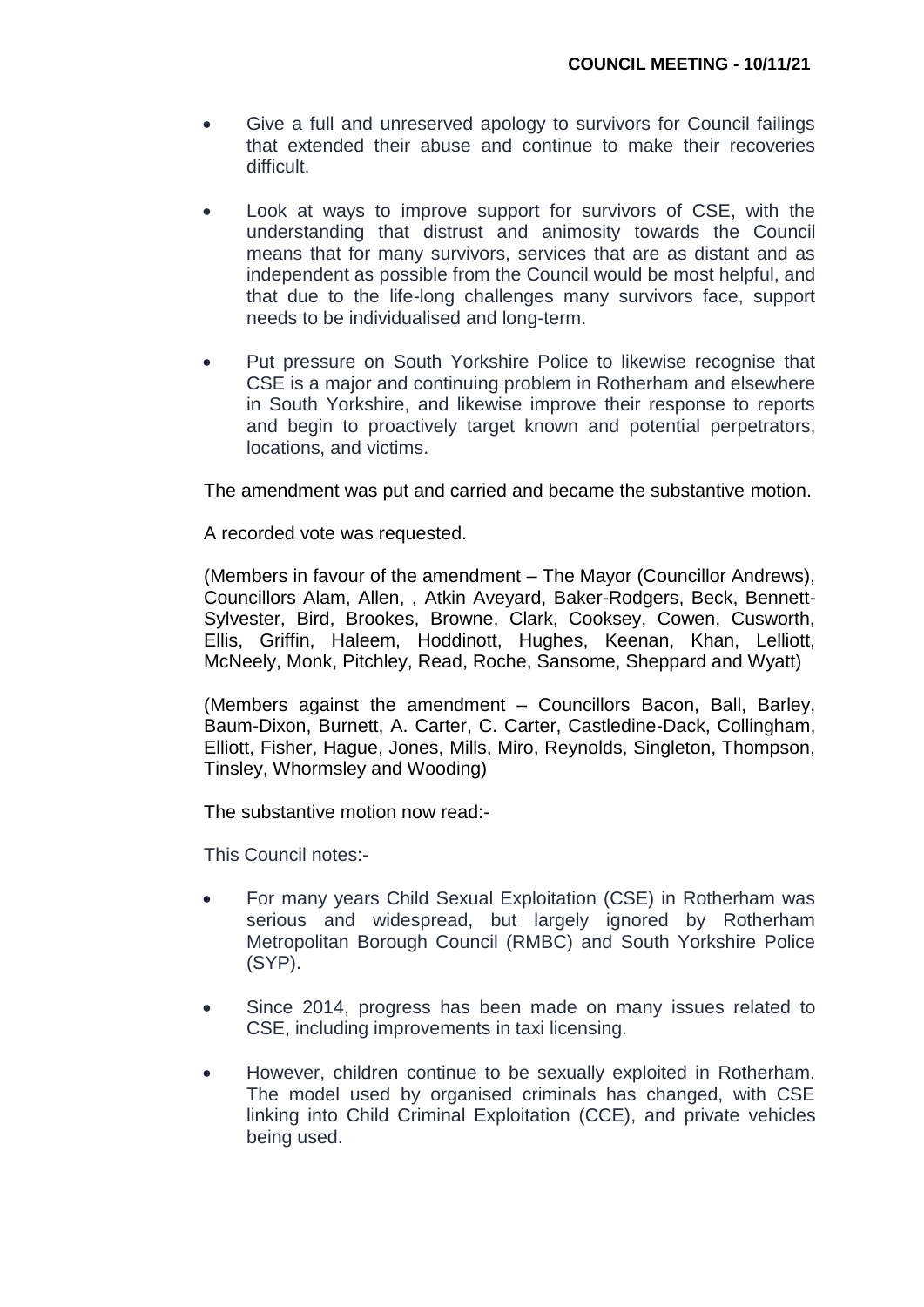- Give a full and unreserved apology to survivors for Council failings that extended their abuse and continue to make their recoveries difficult.

- Look at ways to improve support for survivors of CSE, with the understanding that distrust and animosity towards the Council means that for many survivors, services that are as distant and as independent as possible from the Council would be most helpful, and that due to the life-long challenges many survivors face, support needs to be individualised and long-term.

- Put pressure on South Yorkshire Police to likewise recognise that CSE is a major and continuing problem in Rotherham and elsewhere in South Yorkshire, and likewise improve their response to reports and begin to proactively target known and potential perpetrators, locations, and victims.

The amendment was put and carried and became the substantive motion.

A recorded vote was requested.

(Members in favour of the amendment – The Mayor (Councillor Andrews), Councillors Alam, Allen, , Atkin Aveyard, Baker-Rodgers, Beck, Bennett-Sylvester, Bird, Brookes, Browne, Clark, Cooksey, Cowen, Cusworth, Ellis, Griffin, Haleem, Hoddinott, Hughes, Keenan, Khan, Lelliott, McNeely, Monk, Pitchley, Read, Roche, Sansome, Sheppard and Wyatt)

(Members against the amendment – Councillors Bacon, Ball, Barley, Baum-Dixon, Burnett, A. Carter, C. Carter, Castledine-Dack, Collingham, Elliott, Fisher, Hague, Jones, Mills, Miro, Reynolds, Singleton, Thompson, Tinsley, Whormsley and Wooding)

The substantive motion now read:-

This Council notes:-

- For many years Child Sexual Exploitation (CSE) in Rotherham was serious and widespread, but largely ignored by Rotherham Metropolitan Borough Council (RMBC) and South Yorkshire Police (SYP).

- Since 2014, progress has been made on many issues related to CSE, including improvements in taxi licensing.

- However, children continue to be sexually exploited in Rotherham. The model used by organised criminals has changed, with CSE linking into Child Criminal Exploitation (CCE), and private vehicles being used.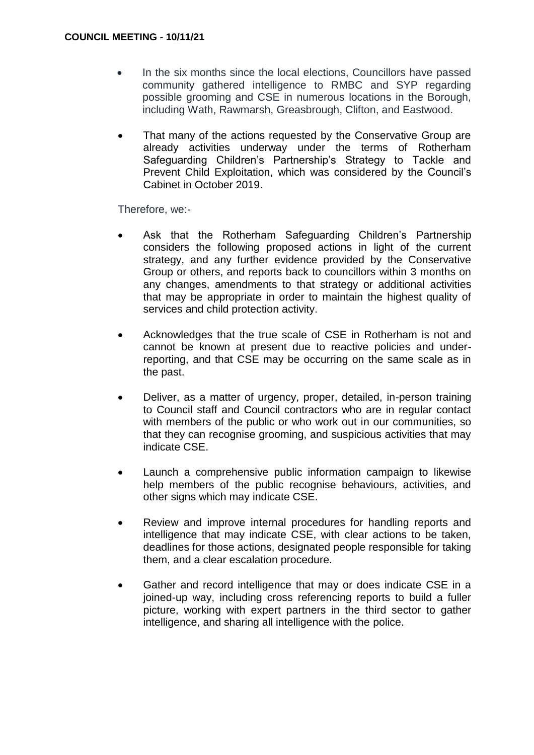- In the six months since the local elections, Councillors have passed community gathered intelligence to RMBC and SYP regarding possible grooming and CSE in numerous locations in the Borough, including Wath, Rawmarsh, Greasbrough, Clifton, and Eastwood.

- That many of the actions requested by the Conservative Group are already activities underway under the terms of Rotherham Safeguarding Children's Partnership's Strategy to Tackle and Prevent Child Exploitation, which was considered by the Council's Cabinet in October 2019.

Therefore, we:-

- Ask that the Rotherham Safeguarding Children's Partnership considers the following proposed actions in light of the current strategy, and any further evidence provided by the Conservative Group or others, and reports back to councillors within 3 months on any changes, amendments to that strategy or additional activities that may be appropriate in order to maintain the highest quality of services and child protection activity.

- Acknowledges that the true scale of CSE in Rotherham is not and cannot be known at present due to reactive policies and under-reporting, and that CSE may be occurring on the same scale as in the past.

- Deliver, as a matter of urgency, proper, detailed, in-person training to Council staff and Council contractors who are in regular contact with members of the public or who work out in our communities, so that they can recognise grooming, and suspicious activities that may indicate CSE.

- Launch a comprehensive public information campaign to likewise help members of the public recognise behaviours, activities, and other signs which may indicate CSE.

- Review and improve internal procedures for handling reports and intelligence that may indicate CSE, with clear actions to be taken, deadlines for those actions, designated people responsible for taking them, and a clear escalation procedure.

- Gather and record intelligence that may or does indicate CSE in a joined-up way, including cross referencing reports to build a fuller picture, working with expert partners in the third sector to gather intelligence, and sharing all intelligence with the police.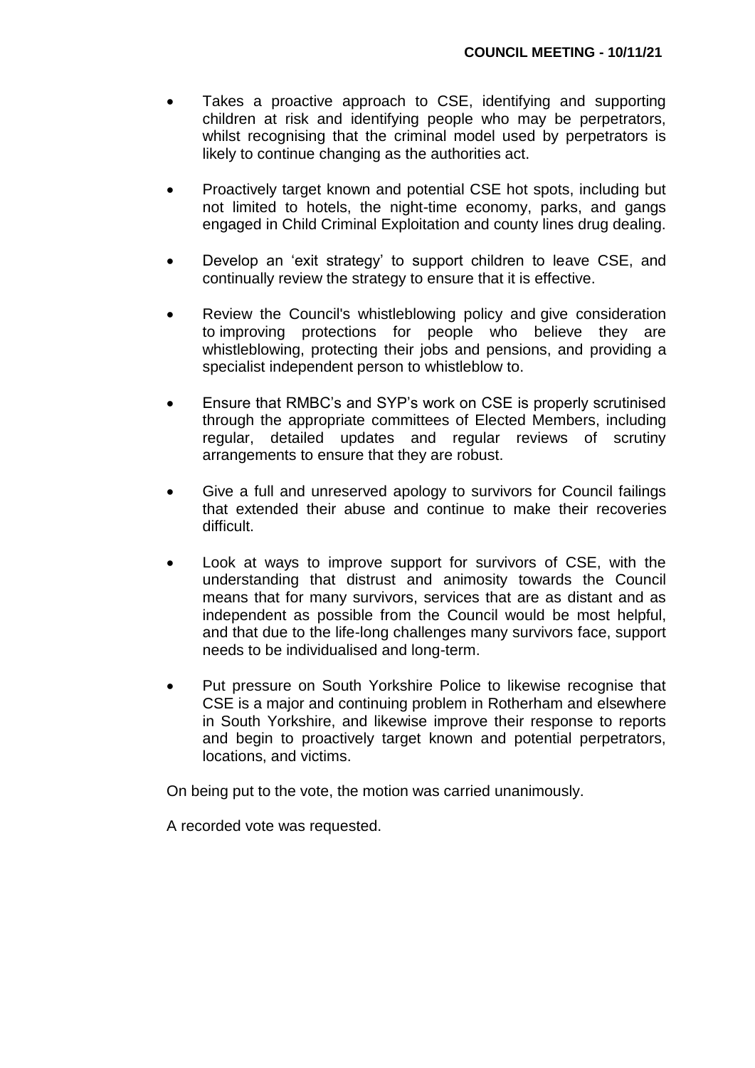- Takes a proactive approach to CSE, identifying and supporting children at risk and identifying people who may be perpetrators, whilst recognising that the criminal model used by perpetrators is likely to continue changing as the authorities act.

- Proactively target known and potential CSE hot spots, including but not limited to hotels, the night-time economy, parks, and gangs engaged in Child Criminal Exploitation and county lines drug dealing.

- Develop an 'exit strategy' to support children to leave CSE, and continually review the strategy to ensure that it is effective.

- Review the Council's whistleblowing policy and give consideration to improving protections for people who believe they are whistleblowing, protecting their jobs and pensions, and providing a specialist independent person to whistleblow to.

- Ensure that RMBC's and SYP's work on CSE is properly scrutinised through the appropriate committees of Elected Members, including regular, detailed updates and regular reviews of scrutiny arrangements to ensure that they are robust.

- Give a full and unreserved apology to survivors for Council failings that extended their abuse and continue to make their recoveries difficult.

- Look at ways to improve support for survivors of CSE, with the understanding that distrust and animosity towards the Council means that for many survivors, services that are as distant and as independent as possible from the Council would be most helpful, and that due to the life-long challenges many survivors face, support needs to be individualised and long-term.

- Put pressure on South Yorkshire Police to likewise recognise that CSE is a major and continuing problem in Rotherham and elsewhere in South Yorkshire, and likewise improve their response to reports and begin to proactively target known and potential perpetrators, locations, and victims.

On being put to the vote, the motion was carried unanimously.

A recorded vote was requested.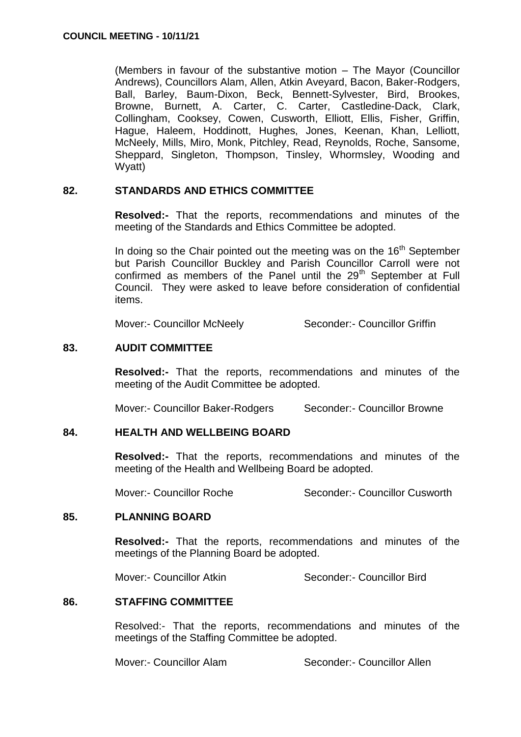(Members in favour of the substantive motion – The Mayor (Councillor Andrews), Councillors Alam, Allen, Atkin Aveyard, Bacon, Baker-Rodgers, Ball, Barley, Baum-Dixon, Beck, Bennett-Sylvester, Bird, Brookes, Browne, Burnett, A. Carter, C. Carter, Castledine-Dack, Clark, Collingham, Cooksey, Cowen, Cusworth, Elliott, Ellis, Fisher, Griffin, Hague, Haleem, Hoddinott, Hughes, Jones, Keenan, Khan, Lelliott, McNeely, Mills, Miro, Monk, Pitchley, Read, Reynolds, Roche, Sansome, Sheppard, Singleton, Thompson, Tinsley, Whormsley, Wooding and Wyatt)

## 82. STANDARDS AND ETHICS COMMITTEE

**Resolved:-** That the reports, recommendations and minutes of the meeting of the Standards and Ethics Committee be adopted.

In doing so the Chair pointed out the meeting was on the 16th September but Parish Councillor Buckley and Parish Councillor Carroll were not confirmed as members of the Panel until the 29th September at Full Council. They were asked to leave before consideration of confidential items.

Mover:- Councillor McNeely Seconder:- Councillor Griffin

## 83. AUDIT COMMITTEE

**Resolved:-** That the reports, recommendations and minutes of the meeting of the Audit Committee be adopted.

Mover:- Councillor Baker-Rodgers Seconder:- Councillor Browne

## 84. HEALTH AND WELLBEING BOARD

**Resolved:-** That the reports, recommendations and minutes of the meeting of the Health and Wellbeing Board be adopted.

Mover:- Councillor Roche Seconder:- Councillor Cusworth

## 85. PLANNING BOARD

**Resolved:-** That the reports, recommendations and minutes of the meetings of the Planning Board be adopted.

Mover:- Councillor Atkin Seconder:- Councillor Bird

## 86. STAFFING COMMITTEE

Resolved:- That the reports, recommendations and minutes of the meetings of the Staffing Committee be adopted.

Mover:- Councillor Alam Seconder:- Councillor Allen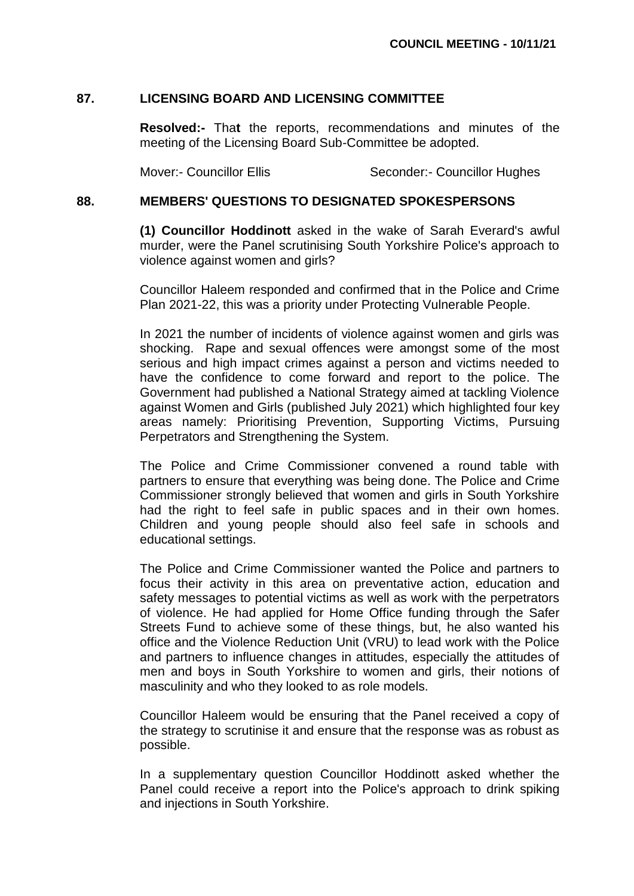## 87. LICENSING BOARD AND LICENSING COMMITTEE

**Resolved:-** That the reports, recommendations and minutes of the meeting of the Licensing Board Sub-Committee be adopted.

Mover:- Councillor Ellis Seconder:- Councillor Hughes

## 88. MEMBERS' QUESTIONS TO DESIGNATED SPOKESPERSONS

**(1) Councillor Hoddinott** asked in the wake of Sarah Everard's awful murder, were the Panel scrutinising South Yorkshire Police's approach to violence against women and girls?

Councillor Haleem responded and confirmed that in the Police and Crime Plan 2021-22, this was a priority under Protecting Vulnerable People.

In 2021 the number of incidents of violence against women and girls was shocking. Rape and sexual offences were amongst some of the most serious and high impact crimes against a person and victims needed to have the confidence to come forward and report to the police. The Government had published a National Strategy aimed at tackling Violence against Women and Girls (published July 2021) which highlighted four key areas namely: Prioritising Prevention, Supporting Victims, Pursuing Perpetrators and Strengthening the System.

The Police and Crime Commissioner convened a round table with partners to ensure that everything was being done. The Police and Crime Commissioner strongly believed that women and girls in South Yorkshire had the right to feel safe in public spaces and in their own homes. Children and young people should also feel safe in schools and educational settings.

The Police and Crime Commissioner wanted the Police and partners to focus their activity in this area on preventative action, education and safety messages to potential victims as well as work with the perpetrators of violence. He had applied for Home Office funding through the Safer Streets Fund to achieve some of these things, but, he also wanted his office and the Violence Reduction Unit (VRU) to lead work with the Police and partners to influence changes in attitudes, especially the attitudes of men and boys in South Yorkshire to women and girls, their notions of masculinity and who they looked to as role models.

Councillor Haleem would be ensuring that the Panel received a copy of the strategy to scrutinise it and ensure that the response was as robust as possible.

In a supplementary question Councillor Hoddinott asked whether the Panel could receive a report into the Police's approach to drink spiking and injections in South Yorkshire.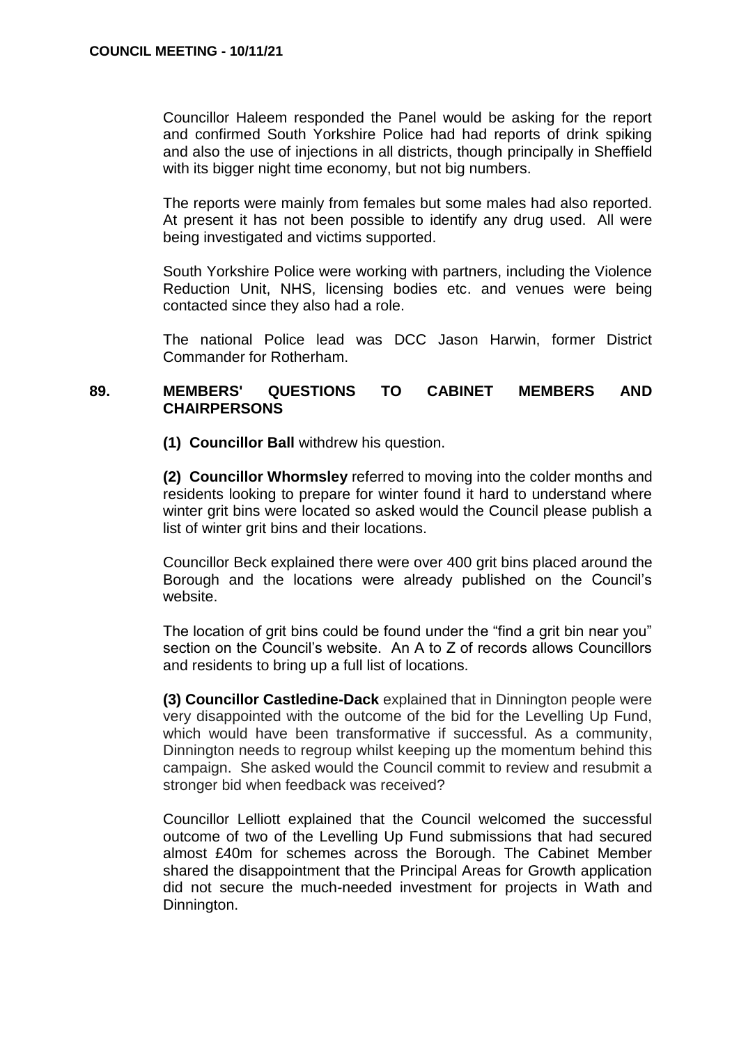Councillor Haleem responded the Panel would be asking for the report and confirmed South Yorkshire Police had had reports of drink spiking and also the use of injections in all districts, though principally in Sheffield with its bigger night time economy, but not big numbers.

The reports were mainly from females but some males had also reported. At present it has not been possible to identify any drug used. All were being investigated and victims supported.

South Yorkshire Police were working with partners, including the Violence Reduction Unit, NHS, licensing bodies etc. and venues were being contacted since they also had a role.

The national Police lead was DCC Jason Harwin, former District Commander for Rotherham.

## 89. MEMBERS' QUESTIONS TO CABINET MEMBERS AND CHAIRPERSONS

**(1) Councillor Ball** withdrew his question.

**(2) Councillor Whormsley** referred to moving into the colder months and residents looking to prepare for winter found it hard to understand where winter grit bins were located so asked would the Council please publish a list of winter grit bins and their locations.

Councillor Beck explained there were over 400 grit bins placed around the Borough and the locations were already published on the Council's website.

The location of grit bins could be found under the "find a grit bin near you" section on the Council's website. An A to Z of records allows Councillors and residents to bring up a full list of locations.

**(3) Councillor Castledine-Dack** explained that in Dinnington people were very disappointed with the outcome of the bid for the Levelling Up Fund, which would have been transformative if successful. As a community, Dinnington needs to regroup whilst keeping up the momentum behind this campaign. She asked would the Council commit to review and resubmit a stronger bid when feedback was received?

Councillor Lelliott explained that the Council welcomed the successful outcome of two of the Levelling Up Fund submissions that had secured almost £40m for schemes across the Borough. The Cabinet Member shared the disappointment that the Principal Areas for Growth application did not secure the much-needed investment for projects in Wath and Dinnington.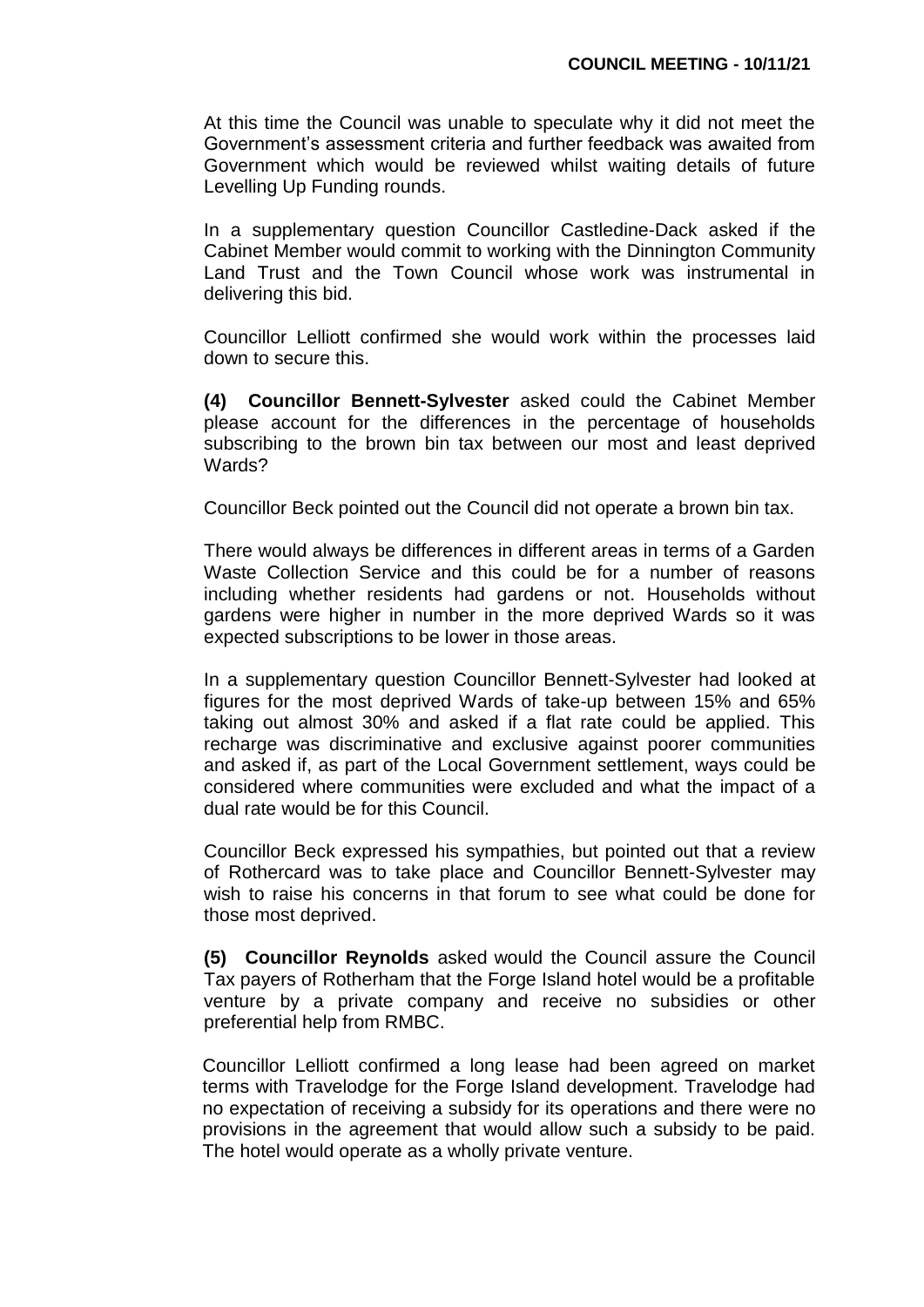At this time the Council was unable to speculate why it did not meet the Government's assessment criteria and further feedback was awaited from Government which would be reviewed whilst waiting details of future Levelling Up Funding rounds.

In a supplementary question Councillor Castledine-Dack asked if the Cabinet Member would commit to working with the Dinnington Community Land Trust and the Town Council whose work was instrumental in delivering this bid.

Councillor Lelliott confirmed she would work within the processes laid down to secure this.

**(4) Councillor Bennett-Sylvester** asked could the Cabinet Member please account for the differences in the percentage of households subscribing to the brown bin tax between our most and least deprived Wards?

Councillor Beck pointed out the Council did not operate a brown bin tax.

There would always be differences in different areas in terms of a Garden Waste Collection Service and this could be for a number of reasons including whether residents had gardens or not. Households without gardens were higher in number in the more deprived Wards so it was expected subscriptions to be lower in those areas.

In a supplementary question Councillor Bennett-Sylvester had looked at figures for the most deprived Wards of take-up between 15% and 65% taking out almost 30% and asked if a flat rate could be applied. This recharge was discriminative and exclusive against poorer communities and asked if, as part of the Local Government settlement, ways could be considered where communities were excluded and what the impact of a dual rate would be for this Council.

Councillor Beck expressed his sympathies, but pointed out that a review of Rothercard was to take place and Councillor Bennett-Sylvester may wish to raise his concerns in that forum to see what could be done for those most deprived.

**(5) Councillor Reynolds** asked would the Council assure the Council Tax payers of Rotherham that the Forge Island hotel would be a profitable venture by a private company and receive no subsidies or other preferential help from RMBC.

Councillor Lelliott confirmed a long lease had been agreed on market terms with Travelodge for the Forge Island development. Travelodge had no expectation of receiving a subsidy for its operations and there were no provisions in the agreement that would allow such a subsidy to be paid. The hotel would operate as a wholly private venture.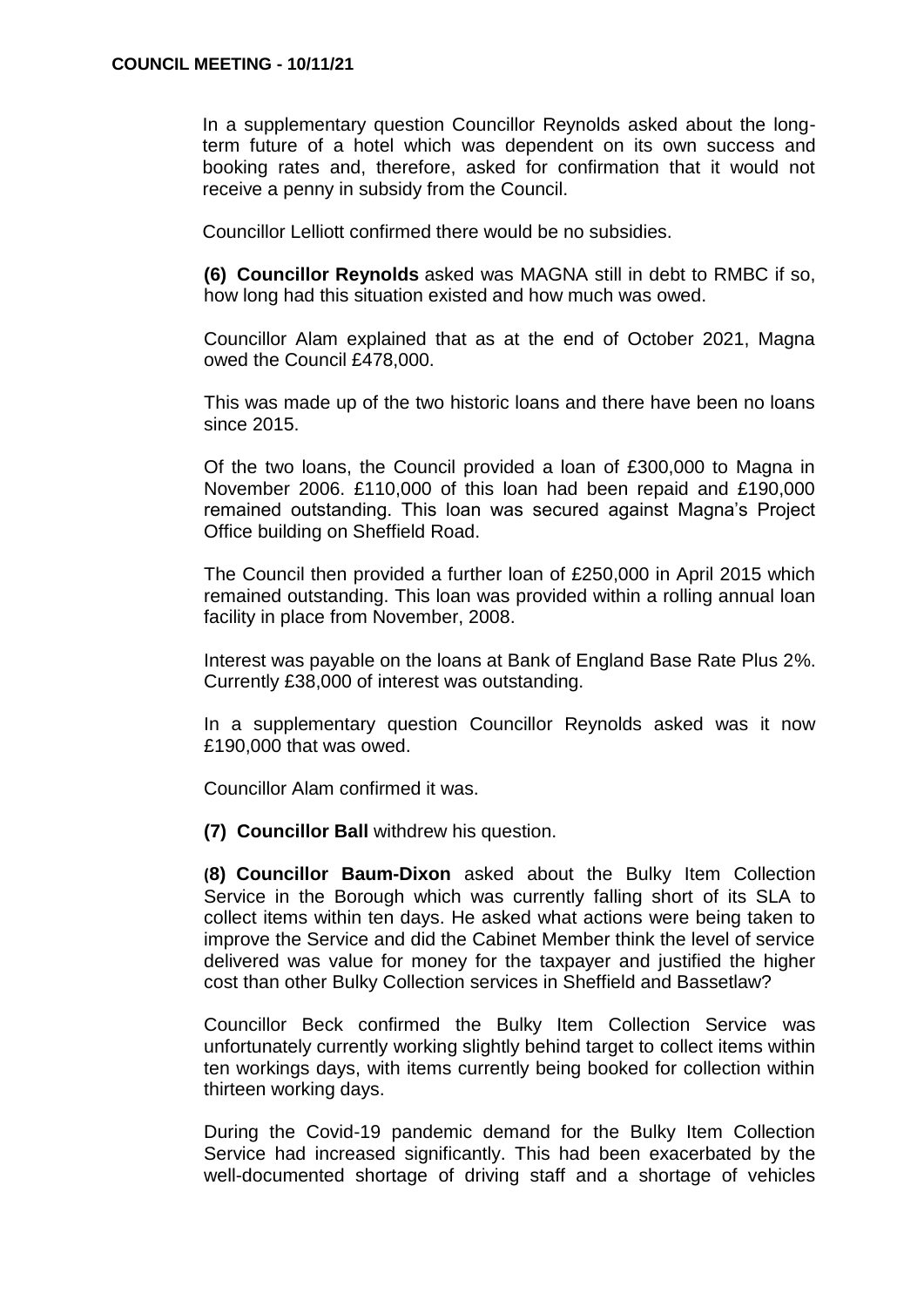In a supplementary question Councillor Reynolds asked about the long-term future of a hotel which was dependent on its own success and booking rates and, therefore, asked for confirmation that it would not receive a penny in subsidy from the Council.

Councillor Lelliott confirmed there would be no subsidies.

**(6) Councillor Reynolds** asked was MAGNA still in debt to RMBC if so, how long had this situation existed and how much was owed.

Councillor Alam explained that as at the end of October 2021, Magna owed the Council £478,000.

This was made up of the two historic loans and there have been no loans since 2015.

Of the two loans, the Council provided a loan of £300,000 to Magna in November 2006. £110,000 of this loan had been repaid and £190,000 remained outstanding. This loan was secured against Magna's Project Office building on Sheffield Road.

The Council then provided a further loan of £250,000 in April 2015 which remained outstanding. This loan was provided within a rolling annual loan facility in place from November, 2008.

Interest was payable on the loans at Bank of England Base Rate Plus 2%. Currently £38,000 of interest was outstanding.

In a supplementary question Councillor Reynolds asked was it now £190,000 that was owed.

Councillor Alam confirmed it was.

**(7) Councillor Ball** withdrew his question.

**(8) Councillor Baum-Dixon** asked about the Bulky Item Collection Service in the Borough which was currently falling short of its SLA to collect items within ten days. He asked what actions were being taken to improve the Service and did the Cabinet Member think the level of service delivered was value for money for the taxpayer and justified the higher cost than other Bulky Collection services in Sheffield and Bassetlaw?

Councillor Beck confirmed the Bulky Item Collection Service was unfortunately currently working slightly behind target to collect items within ten workings days, with items currently being booked for collection within thirteen working days.

During the Covid-19 pandemic demand for the Bulky Item Collection Service had increased significantly. This had been exacerbated by the well-documented shortage of driving staff and a shortage of vehicles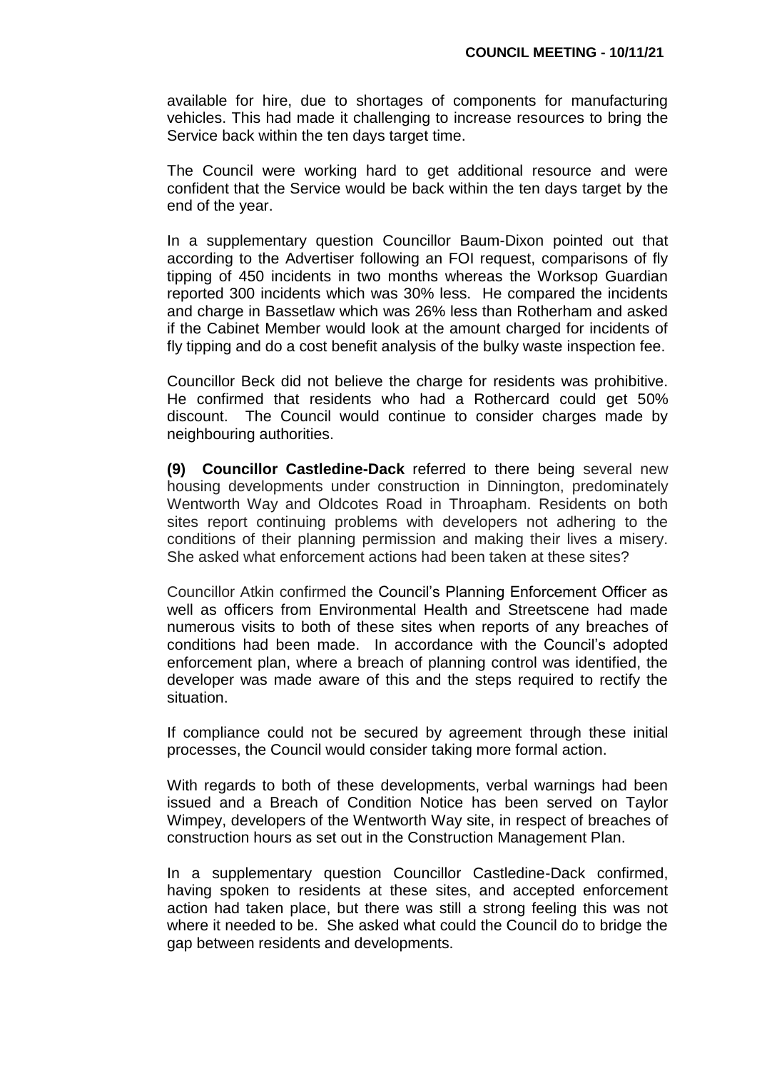available for hire, due to shortages of components for manufacturing vehicles. This had made it challenging to increase resources to bring the Service back within the ten days target time.

The Council were working hard to get additional resource and were confident that the Service would be back within the ten days target by the end of the year.

In a supplementary question Councillor Baum-Dixon pointed out that according to the Advertiser following an FOI request, comparisons of fly tipping of 450 incidents in two months whereas the Worksop Guardian reported 300 incidents which was 30% less. He compared the incidents and charge in Bassetlaw which was 26% less than Rotherham and asked if the Cabinet Member would look at the amount charged for incidents of fly tipping and do a cost benefit analysis of the bulky waste inspection fee.

Councillor Beck did not believe the charge for residents was prohibitive. He confirmed that residents who had a Rothercard could get 50% discount. The Council would continue to consider charges made by neighbouring authorities.

**(9) Councillor Castledine-Dack** referred to there being several new housing developments under construction in Dinnington, predominately Wentworth Way and Oldcotes Road in Throapham. Residents on both sites report continuing problems with developers not adhering to the conditions of their planning permission and making their lives a misery. She asked what enforcement actions had been taken at these sites?

Councillor Atkin confirmed the Council's Planning Enforcement Officer as well as officers from Environmental Health and Streetscene had made numerous visits to both of these sites when reports of any breaches of conditions had been made. In accordance with the Council's adopted enforcement plan, where a breach of planning control was identified, the developer was made aware of this and the steps required to rectify the situation.

If compliance could not be secured by agreement through these initial processes, the Council would consider taking more formal action.

With regards to both of these developments, verbal warnings had been issued and a Breach of Condition Notice has been served on Taylor Wimpey, developers of the Wentworth Way site, in respect of breaches of construction hours as set out in the Construction Management Plan.

In a supplementary question Councillor Castledine-Dack confirmed, having spoken to residents at these sites, and accepted enforcement action had taken place, but there was still a strong feeling this was not where it needed to be. She asked what could the Council do to bridge the gap between residents and developments.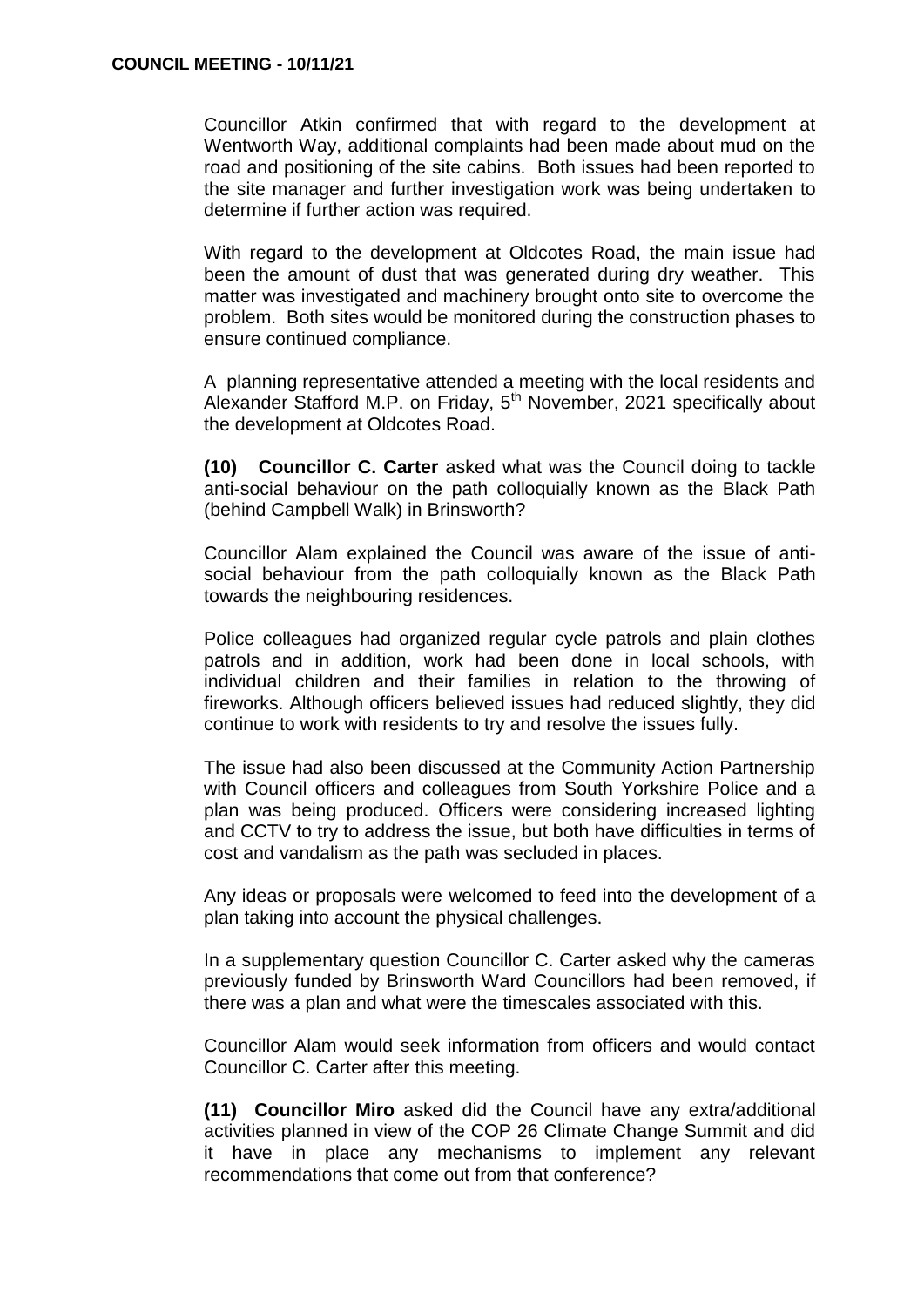Councillor Atkin confirmed that with regard to the development at Wentworth Way, additional complaints had been made about mud on the road and positioning of the site cabins. Both issues had been reported to the site manager and further investigation work was being undertaken to determine if further action was required.

With regard to the development at Oldcotes Road, the main issue had been the amount of dust that was generated during dry weather. This matter was investigated and machinery brought onto site to overcome the problem. Both sites would be monitored during the construction phases to ensure continued compliance.

A planning representative attended a meeting with the local residents and Alexander Stafford M.P. on Friday, 5th November, 2021 specifically about the development at Oldcotes Road.

**(10) Councillor C. Carter** asked what was the Council doing to tackle anti-social behaviour on the path colloquially known as the Black Path (behind Campbell Walk) in Brinsworth?

Councillor Alam explained the Council was aware of the issue of anti-social behaviour from the path colloquially known as the Black Path towards the neighbouring residences.

Police colleagues had organized regular cycle patrols and plain clothes patrols and in addition, work had been done in local schools, with individual children and their families in relation to the throwing of fireworks. Although officers believed issues had reduced slightly, they did continue to work with residents to try and resolve the issues fully.

The issue had also been discussed at the Community Action Partnership with Council officers and colleagues from South Yorkshire Police and a plan was being produced. Officers were considering increased lighting and CCTV to try to address the issue, but both have difficulties in terms of cost and vandalism as the path was secluded in places.

Any ideas or proposals were welcomed to feed into the development of a plan taking into account the physical challenges.

In a supplementary question Councillor C. Carter asked why the cameras previously funded by Brinsworth Ward Councillors had been removed, if there was a plan and what were the timescales associated with this.

Councillor Alam would seek information from officers and would contact Councillor C. Carter after this meeting.

**(11) Councillor Miro** asked did the Council have any extra/additional activities planned in view of the COP 26 Climate Change Summit and did it have in place any mechanisms to implement any relevant recommendations that come out from that conference?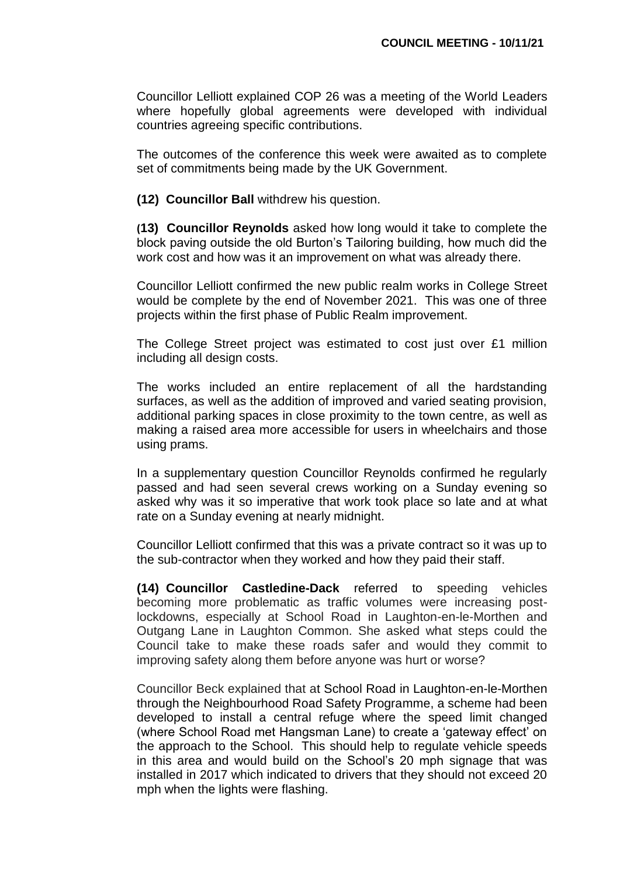Councillor Lelliott explained COP 26 was a meeting of the World Leaders where hopefully global agreements were developed with individual countries agreeing specific contributions.

The outcomes of the conference this week were awaited as to complete set of commitments being made by the UK Government.

**(12) Councillor Ball** withdrew his question.

**(13) Councillor Reynolds** asked how long would it take to complete the block paving outside the old Burton's Tailoring building, how much did the work cost and how was it an improvement on what was already there.

Councillor Lelliott confirmed the new public realm works in College Street would be complete by the end of November 2021. This was one of three projects within the first phase of Public Realm improvement.

The College Street project was estimated to cost just over £1 million including all design costs.

The works included an entire replacement of all the hardstanding surfaces, as well as the addition of improved and varied seating provision, additional parking spaces in close proximity to the town centre, as well as making a raised area more accessible for users in wheelchairs and those using prams.

In a supplementary question Councillor Reynolds confirmed he regularly passed and had seen several crews working on a Sunday evening so asked why was it so imperative that work took place so late and at what rate on a Sunday evening at nearly midnight.

Councillor Lelliott confirmed that this was a private contract so it was up to the sub-contractor when they worked and how they paid their staff.

**(14) Councillor Castledine-Dack** referred to speeding vehicles becoming more problematic as traffic volumes were increasing post-lockdowns, especially at School Road in Laughton-en-le-Morthen and Outgang Lane in Laughton Common. She asked what steps could the Council take to make these roads safer and would they commit to improving safety along them before anyone was hurt or worse?

Councillor Beck explained that at School Road in Laughton-en-le-Morthen through the Neighbourhood Road Safety Programme, a scheme had been developed to install a central refuge where the speed limit changed (where School Road met Hangsman Lane) to create a 'gateway effect' on the approach to the School. This should help to regulate vehicle speeds in this area and would build on the School's 20 mph signage that was installed in 2017 which indicated to drivers that they should not exceed 20 mph when the lights were flashing.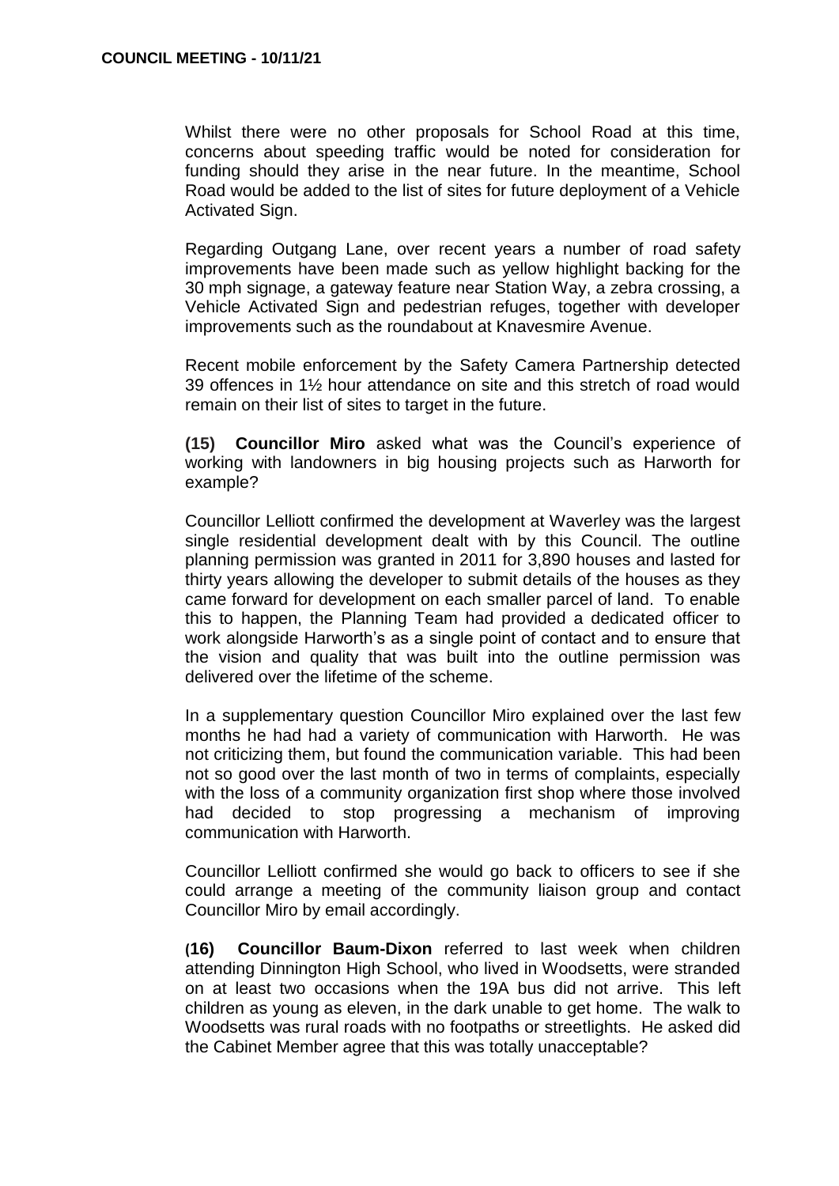Whilst there were no other proposals for School Road at this time, concerns about speeding traffic would be noted for consideration for funding should they arise in the near future. In the meantime, School Road would be added to the list of sites for future deployment of a Vehicle Activated Sign.

Regarding Outgang Lane, over recent years a number of road safety improvements have been made such as yellow highlight backing for the 30 mph signage, a gateway feature near Station Way, a zebra crossing, a Vehicle Activated Sign and pedestrian refuges, together with developer improvements such as the roundabout at Knavesmire Avenue.

Recent mobile enforcement by the Safety Camera Partnership detected 39 offences in 1½ hour attendance on site and this stretch of road would remain on their list of sites to target in the future.

**(15) Councillor Miro** asked what was the Council's experience of working with landowners in big housing projects such as Harworth for example?

Councillor Lelliott confirmed the development at Waverley was the largest single residential development dealt with by this Council. The outline planning permission was granted in 2011 for 3,890 houses and lasted for thirty years allowing the developer to submit details of the houses as they came forward for development on each smaller parcel of land. To enable this to happen, the Planning Team had provided a dedicated officer to work alongside Harworth's as a single point of contact and to ensure that the vision and quality that was built into the outline permission was delivered over the lifetime of the scheme.

In a supplementary question Councillor Miro explained over the last few months he had had a variety of communication with Harworth. He was not criticizing them, but found the communication variable. This had been not so good over the last month of two in terms of complaints, especially with the loss of a community organization first shop where those involved had decided to stop progressing a mechanism of improving communication with Harworth.

Councillor Lelliott confirmed she would go back to officers to see if she could arrange a meeting of the community liaison group and contact Councillor Miro by email accordingly.

**(16) Councillor Baum-Dixon** referred to last week when children attending Dinnington High School, who lived in Woodsetts, were stranded on at least two occasions when the 19A bus did not arrive. This left children as young as eleven, in the dark unable to get home. The walk to Woodsetts was rural roads with no footpaths or streetlights. He asked did the Cabinet Member agree that this was totally unacceptable?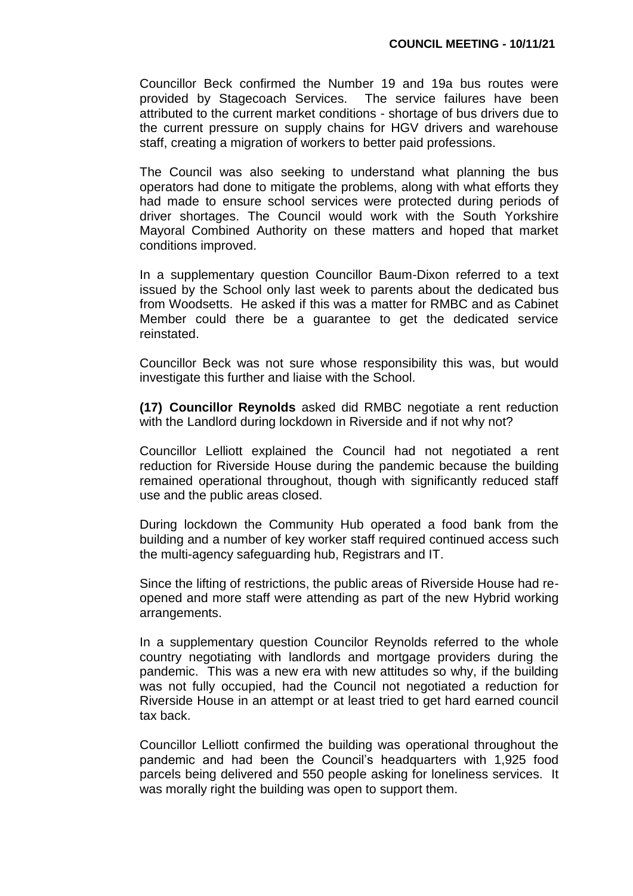Councillor Beck confirmed the Number 19 and 19a bus routes were provided by Stagecoach Services. The service failures have been attributed to the current market conditions - shortage of bus drivers due to the current pressure on supply chains for HGV drivers and warehouse staff, creating a migration of workers to better paid professions.

The Council was also seeking to understand what planning the bus operators had done to mitigate the problems, along with what efforts they had made to ensure school services were protected during periods of driver shortages. The Council would work with the South Yorkshire Mayoral Combined Authority on these matters and hoped that market conditions improved.

In a supplementary question Councillor Baum-Dixon referred to a text issued by the School only last week to parents about the dedicated bus from Woodsetts. He asked if this was a matter for RMBC and as Cabinet Member could there be a guarantee to get the dedicated service reinstated.

Councillor Beck was not sure whose responsibility this was, but would investigate this further and liaise with the School.

**(17) Councillor Reynolds** asked did RMBC negotiate a rent reduction with the Landlord during lockdown in Riverside and if not why not?

Councillor Lelliott explained the Council had not negotiated a rent reduction for Riverside House during the pandemic because the building remained operational throughout, though with significantly reduced staff use and the public areas closed.

During lockdown the Community Hub operated a food bank from the building and a number of key worker staff required continued access such the multi-agency safeguarding hub, Registrars and IT.

Since the lifting of restrictions, the public areas of Riverside House had re-opened and more staff were attending as part of the new Hybrid working arrangements.

In a supplementary question Councilor Reynolds referred to the whole country negotiating with landlords and mortgage providers during the pandemic. This was a new era with new attitudes so why, if the building was not fully occupied, had the Council not negotiated a reduction for Riverside House in an attempt or at least tried to get hard earned council tax back.

Councillor Lelliott confirmed the building was operational throughout the pandemic and had been the Council's headquarters with 1,925 food parcels being delivered and 550 people asking for loneliness services. It was morally right the building was open to support them.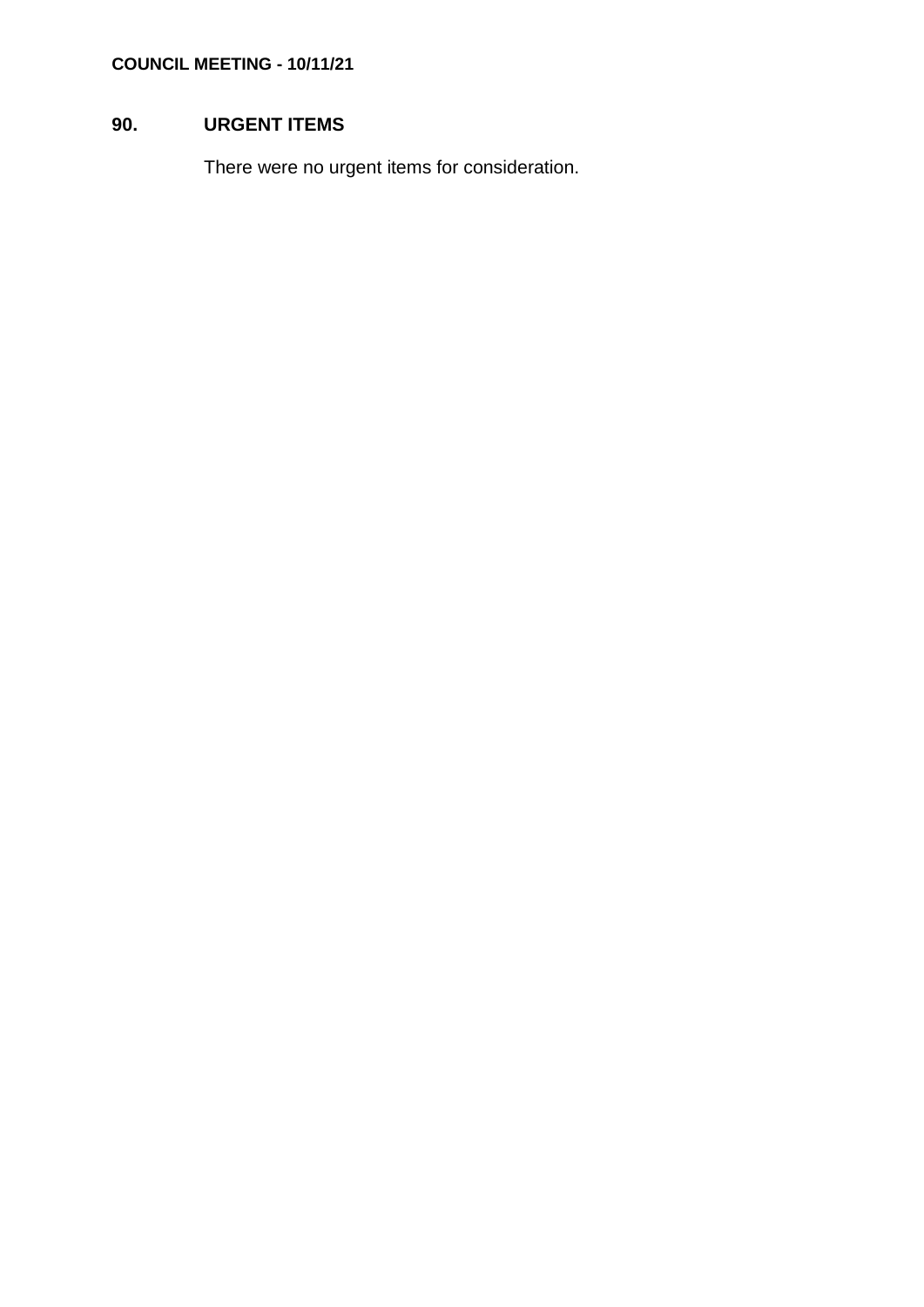## 90. URGENT ITEMS

There were no urgent items for consideration.